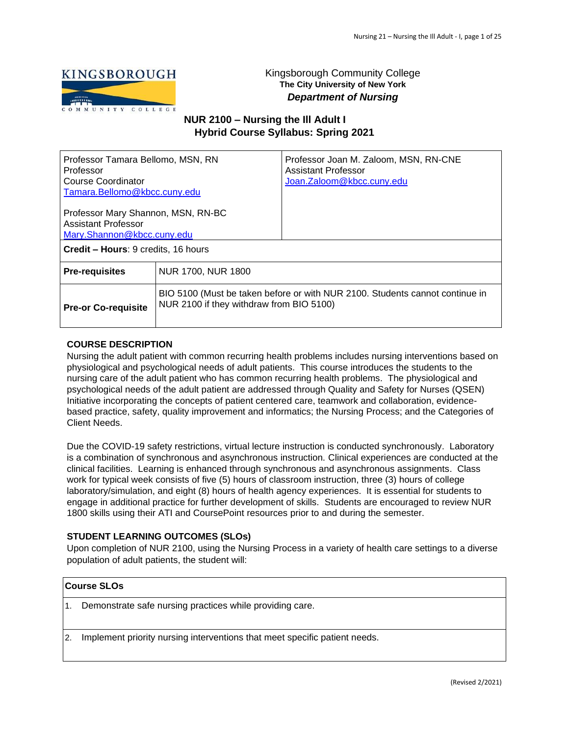Kingsborough Community College
**The City University of New York**
***Department of Nursing***

## NUR 2100 – Nursing the Ill Adult I
## Hybrid Course Syllabus: Spring 2021

| | |
|---|---|
| Professor Tamara Bellomo, MSN, RN<br>Professor<br>Course Coordinator<br>Tamara.Bellomo@kbcc.cuny.edu<br><br>Professor Mary Shannon, MSN, RN-BC<br>Assistant Professor<br>Mary.Shannon@kbcc.cuny.edu | Professor Joan M. Zaloom, MSN, RN-CNE<br>Assistant Professor<br>Joan.Zaloom@kbcc.cuny.edu |
| **Credit – Hours**: 9 credits, 16 hours | |
| **Pre-requisites** | NUR 1700, NUR 1800 |
| **Pre-or Co-requisite** | BIO 5100 (Must be taken before or with NUR 2100. Students cannot continue in NUR 2100 if they withdraw from BIO 5100) |

**COURSE DESCRIPTION**

Nursing the adult patient with common recurring health problems includes nursing interventions based on physiological and psychological needs of adult patients. This course introduces the students to the nursing care of the adult patient who has common recurring health problems. The physiological and psychological needs of the adult patient are addressed through Quality and Safety for Nurses (QSEN) Initiative incorporating the concepts of patient centered care, teamwork and collaboration, evidence-based practice, safety, quality improvement and informatics; the Nursing Process; and the Categories of Client Needs.

Due the COVID-19 safety restrictions, virtual lecture instruction is conducted synchronously. Laboratory is a combination of synchronous and asynchronous instruction. Clinical experiences are conducted at the clinical facilities. Learning is enhanced through synchronous and asynchronous assignments. Class work for typical week consists of five (5) hours of classroom instruction, three (3) hours of college laboratory/simulation, and eight (8) hours of health agency experiences. It is essential for students to engage in additional practice for further development of skills. Students are encouraged to review NUR 1800 skills using their ATI and CoursePoint resources prior to and during the semester.

**STUDENT LEARNING OUTCOMES (SLOs)**

Upon completion of NUR 2100, using the Nursing Process in a variety of health care settings to a diverse population of adult patients, the student will:

| Course SLOs |
|---|
| 1. Demonstrate safe nursing practices while providing care. |
| 2. Implement priority nursing interventions that meet specific patient needs. |

(Revised 2/2021)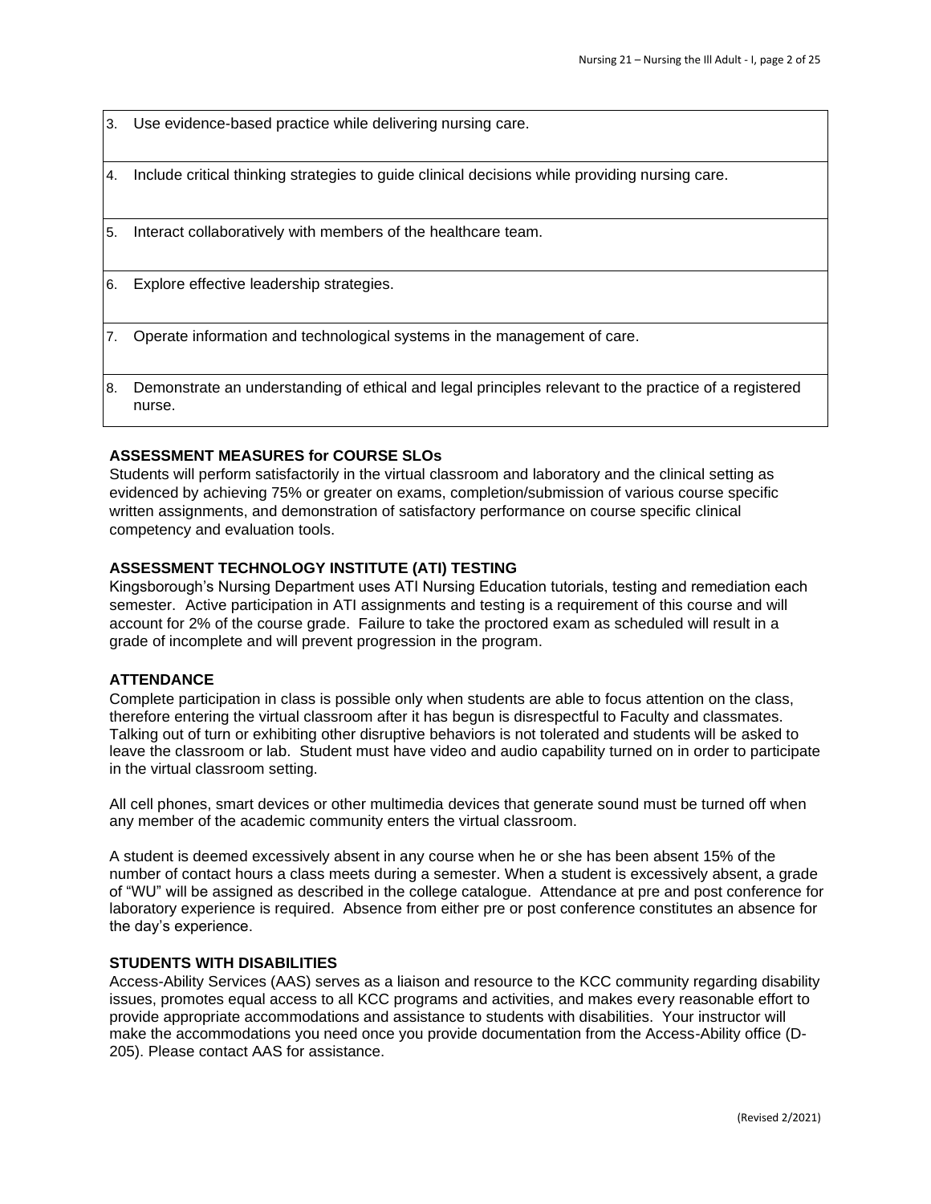| | |
|---|---|
| 3. | Use evidence-based practice while delivering nursing care. |
| 4. | Include critical thinking strategies to guide clinical decisions while providing nursing care. |
| 5. | Interact collaboratively with members of the healthcare team. |
| 6. | Explore effective leadership strategies. |
| 7. | Operate information and technological systems in the management of care. |
| 8. | Demonstrate an understanding of ethical and legal principles relevant to the practice of a registered nurse. |

**ASSESSMENT MEASURES for COURSE SLOs**

Students will perform satisfactorily in the virtual classroom and laboratory and the clinical setting as evidenced by achieving 75% or greater on exams, completion/submission of various course specific written assignments, and demonstration of satisfactory performance on course specific clinical competency and evaluation tools.

**ASSESSMENT TECHNOLOGY INSTITUTE (ATI) TESTING**

Kingsborough's Nursing Department uses ATI Nursing Education tutorials, testing and remediation each semester. Active participation in ATI assignments and testing is a requirement of this course and will account for 2% of the course grade. Failure to take the proctored exam as scheduled will result in a grade of incomplete and will prevent progression in the program.

**ATTENDANCE**

Complete participation in class is possible only when students are able to focus attention on the class, therefore entering the virtual classroom after it has begun is disrespectful to Faculty and classmates. Talking out of turn or exhibiting other disruptive behaviors is not tolerated and students will be asked to leave the classroom or lab. Student must have video and audio capability turned on in order to participate in the virtual classroom setting.

All cell phones, smart devices or other multimedia devices that generate sound must be turned off when any member of the academic community enters the virtual classroom.

A student is deemed excessively absent in any course when he or she has been absent 15% of the number of contact hours a class meets during a semester. When a student is excessively absent, a grade of "WU" will be assigned as described in the college catalogue. Attendance at pre and post conference for laboratory experience is required. Absence from either pre or post conference constitutes an absence for the day's experience.

**STUDENTS WITH DISABILITIES**

Access-Ability Services (AAS) serves as a liaison and resource to the KCC community regarding disability issues, promotes equal access to all KCC programs and activities, and makes every reasonable effort to provide appropriate accommodations and assistance to students with disabilities. Your instructor will make the accommodations you need once you provide documentation from the Access-Ability office (D-205). Please contact AAS for assistance.

(Revised 2/2021)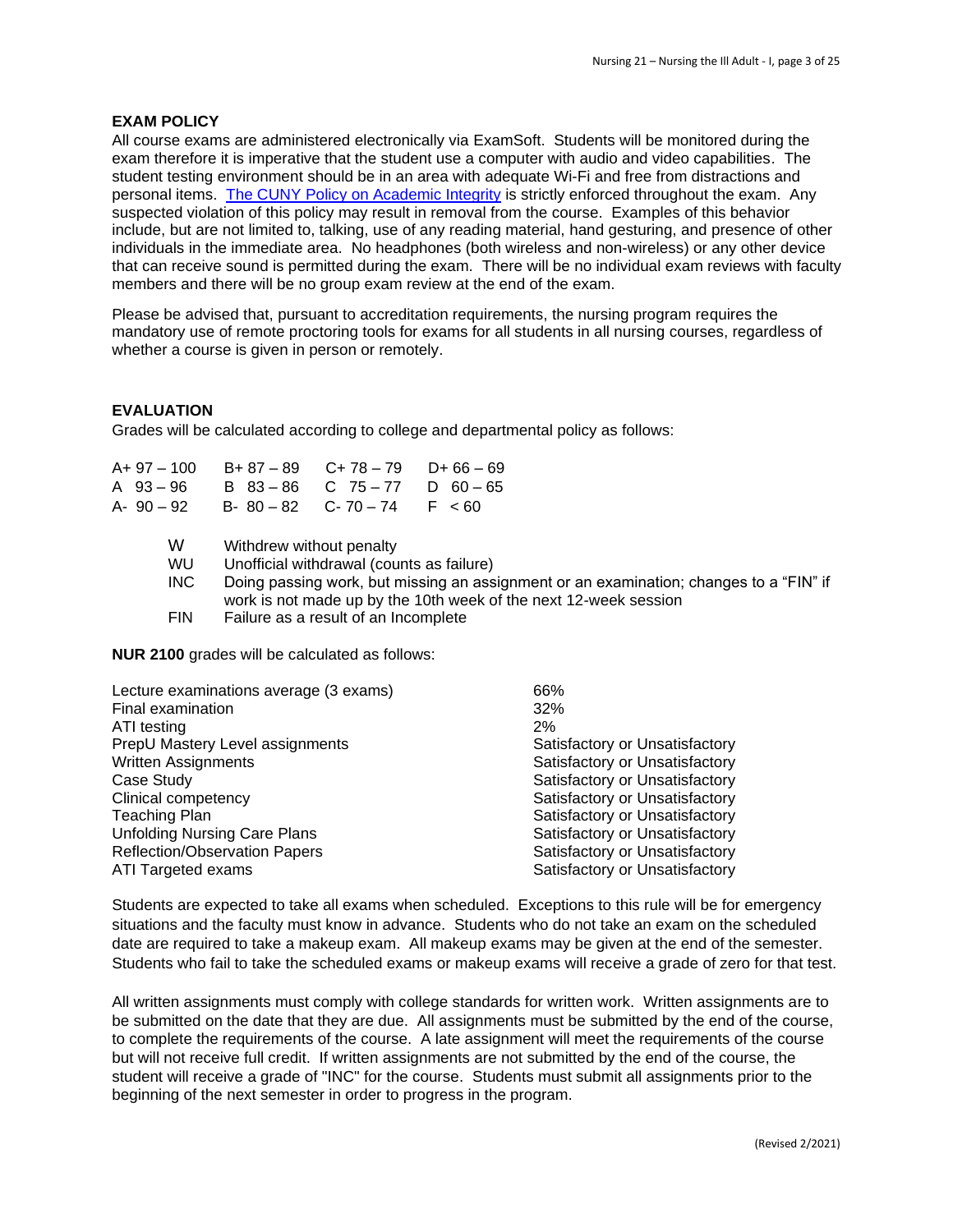### EXAM POLICY

All course exams are administered electronically via ExamSoft. Students will be monitored during the exam therefore it is imperative that the student use a computer with audio and video capabilities. The student testing environment should be in an area with adequate Wi-Fi and free from distractions and personal items. [The CUNY Policy on Academic Integrity] is strictly enforced throughout the exam. Any suspected violation of this policy may result in removal from the course. Examples of this behavior include, but are not limited to, talking, use of any reading material, hand gesturing, and presence of other individuals in the immediate area. No headphones (both wireless and non-wireless) or any other device that can receive sound is permitted during the exam. There will be no individual exam reviews with faculty members and there will be no group exam review at the end of the exam.

Please be advised that, pursuant to accreditation requirements, the nursing program requires the mandatory use of remote proctoring tools for exams for all students in all nursing courses, regardless of whether a course is given in person or remotely.

### EVALUATION

Grades will be calculated according to college and departmental policy as follows:

| | | | |
|---|---|---|---|
| A+ 97 – 100 | B+ 87 – 89 | C+ 78 – 79 | D+ 66 – 69 |
| A 93 – 96 | B 83 – 86 | C 75 – 77 | D 60 – 65 |
| A- 90 – 92 | B- 80 – 82 | C- 70 – 74 | F < 60 |

| | |
|---|---|
| W | Withdrew without penalty |
| WU | Unofficial withdrawal (counts as failure) |
| INC | Doing passing work, but missing an assignment or an examination; changes to a "FIN" if work is not made up by the 10th week of the next 12-week session |
| FIN | Failure as a result of an Incomplete |

**NUR 2100** grades will be calculated as follows:

| | |
|---|---|
| Lecture examinations average (3 exams) | 66% |
| Final examination | 32% |
| ATI testing | 2% |
| PrepU Mastery Level assignments | Satisfactory or Unsatisfactory |
| Written Assignments | Satisfactory or Unsatisfactory |
| Case Study | Satisfactory or Unsatisfactory |
| Clinical competency | Satisfactory or Unsatisfactory |
| Teaching Plan | Satisfactory or Unsatisfactory |
| Unfolding Nursing Care Plans | Satisfactory or Unsatisfactory |
| Reflection/Observation Papers | Satisfactory or Unsatisfactory |
| ATI Targeted exams | Satisfactory or Unsatisfactory |

Students are expected to take all exams when scheduled. Exceptions to this rule will be for emergency situations and the faculty must know in advance. Students who do not take an exam on the scheduled date are required to take a makeup exam. All makeup exams may be given at the end of the semester. Students who fail to take the scheduled exams or makeup exams will receive a grade of zero for that test.

All written assignments must comply with college standards for written work. Written assignments are to be submitted on the date that they are due. All assignments must be submitted by the end of the course, to complete the requirements of the course. A late assignment will meet the requirements of the course but will not receive full credit. If written assignments are not submitted by the end of the course, the student will receive a grade of "INC" for the course. Students must submit all assignments prior to the beginning of the next semester in order to progress in the program.

(Revised 2/2021)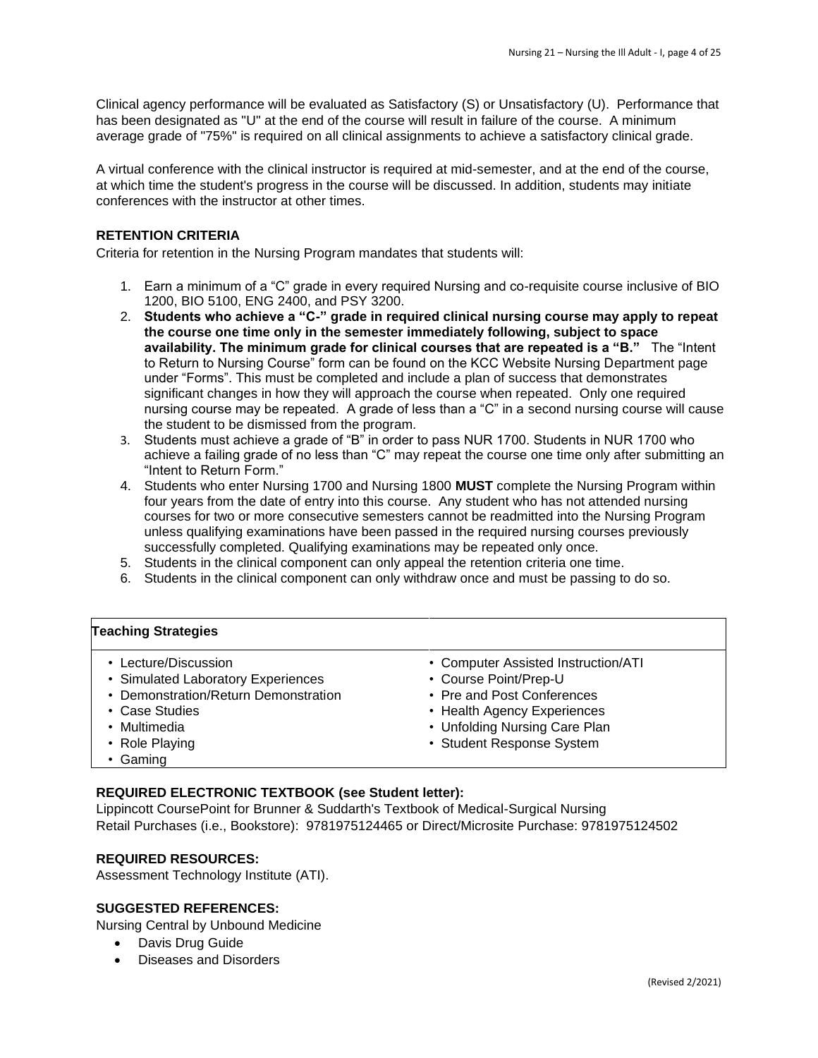Clinical agency performance will be evaluated as Satisfactory (S) or Unsatisfactory (U). Performance that has been designated as "U" at the end of the course will result in failure of the course. A minimum average grade of "75%" is required on all clinical assignments to achieve a satisfactory clinical grade.

A virtual conference with the clinical instructor is required at mid-semester, and at the end of the course, at which time the student's progress in the course will be discussed. In addition, students may initiate conferences with the instructor at other times.

### RETENTION CRITERIA

Criteria for retention in the Nursing Program mandates that students will:

1. Earn a minimum of a "C" grade in every required Nursing and co-requisite course inclusive of BIO 1200, BIO 5100, ENG 2400, and PSY 3200.
2. **Students who achieve a "C-" grade in required clinical nursing course may apply to repeat the course one time only in the semester immediately following, subject to space availability. The minimum grade for clinical courses that are repeated is a "B."** The "Intent to Return to Nursing Course" form can be found on the KCC Website Nursing Department page under "Forms". This must be completed and include a plan of success that demonstrates significant changes in how they will approach the course when repeated. Only one required nursing course may be repeated. A grade of less than a "C" in a second nursing course will cause the student to be dismissed from the program.
3. Students must achieve a grade of "B" in order to pass NUR 1700. Students in NUR 1700 who achieve a failing grade of no less than "C" may repeat the course one time only after submitting an "Intent to Return Form."
4. Students who enter Nursing 1700 and Nursing 1800 **MUST** complete the Nursing Program within four years from the date of entry into this course. Any student who has not attended nursing courses for two or more consecutive semesters cannot be readmitted into the Nursing Program unless qualifying examinations have been passed in the required nursing courses previously successfully completed. Qualifying examinations may be repeated only once.
5. Students in the clinical component can only appeal the retention criteria one time.
6. Students in the clinical component can only withdraw once and must be passing to do so.

| **Teaching Strategies** | |
|---|---|
| • Lecture/Discussion<br>• Simulated Laboratory Experiences<br>• Demonstration/Return Demonstration<br>• Case Studies<br>• Multimedia<br>• Role Playing<br>• Gaming | • Computer Assisted Instruction/ATI<br>• Course Point/Prep-U<br>• Pre and Post Conferences<br>• Health Agency Experiences<br>• Unfolding Nursing Care Plan<br>• Student Response System |

### REQUIRED ELECTRONIC TEXTBOOK (see Student letter):

Lippincott CoursePoint for Brunner & Suddarth's Textbook of Medical-Surgical Nursing
Retail Purchases (i.e., Bookstore): 9781975124465 or Direct/Microsite Purchase: 9781975124502

### REQUIRED RESOURCES:

Assessment Technology Institute (ATI).

### SUGGESTED REFERENCES:

Nursing Central by Unbound Medicine

- Davis Drug Guide
- Diseases and Disorders

(Revised 2/2021)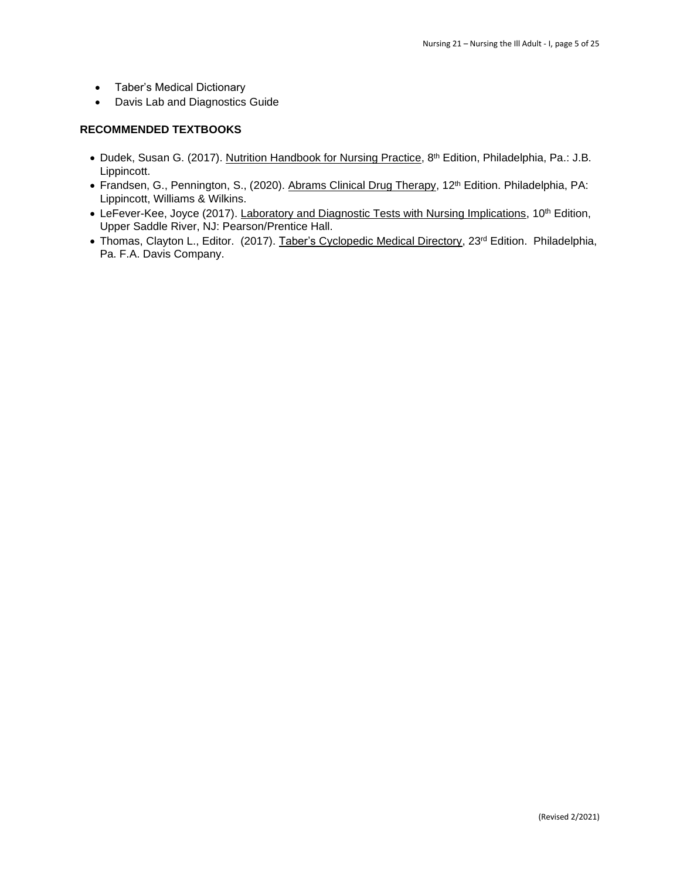- Taber's Medical Dictionary
- Davis Lab and Diagnostics Guide

**RECOMMENDED TEXTBOOKS**

- Dudek, Susan G. (2017). Nutrition Handbook for Nursing Practice, 8th Edition, Philadelphia, Pa.: J.B. Lippincott.
- Frandsen, G., Pennington, S., (2020). Abrams Clinical Drug Therapy, 12th Edition. Philadelphia, PA: Lippincott, Williams & Wilkins.
- LeFever-Kee, Joyce (2017). Laboratory and Diagnostic Tests with Nursing Implications, 10th Edition, Upper Saddle River, NJ: Pearson/Prentice Hall.
- Thomas, Clayton L., Editor. (2017). Taber's Cyclopedic Medical Directory, 23rd Edition. Philadelphia, Pa. F.A. Davis Company.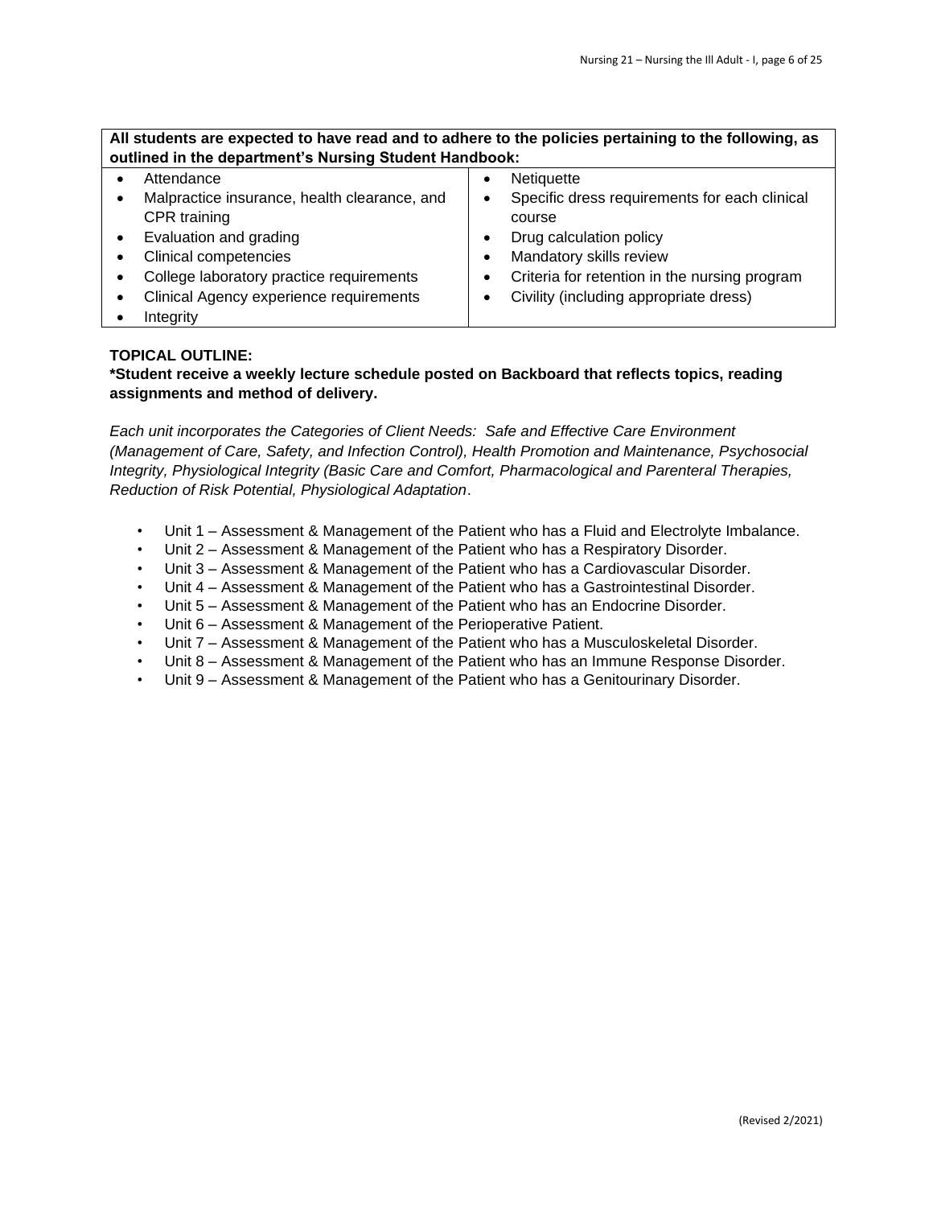| All students are expected to have read and to adhere to the policies pertaining to the following, as outlined in the department's Nursing Student Handbook: | |
|---|---|
| • Attendance<br>• Malpractice insurance, health clearance, and CPR training<br>• Evaluation and grading<br>• Clinical competencies<br>• College laboratory practice requirements<br>• Clinical Agency experience requirements<br>• Integrity | • Netiquette<br>• Specific dress requirements for each clinical course<br>• Drug calculation policy<br>• Mandatory skills review<br>• Criteria for retention in the nursing program<br>• Civility (including appropriate dress) |

**TOPICAL OUTLINE:**

**\*Student receive a weekly lecture schedule posted on Backboard that reflects topics, reading assignments and method of delivery.**

*Each unit incorporates the Categories of Client Needs: Safe and Effective Care Environment (Management of Care, Safety, and Infection Control), Health Promotion and Maintenance, Psychosocial Integrity, Physiological Integrity (Basic Care and Comfort, Pharmacological and Parenteral Therapies, Reduction of Risk Potential, Physiological Adaptation*.

- Unit 1 – Assessment & Management of the Patient who has a Fluid and Electrolyte Imbalance.
- Unit 2 – Assessment & Management of the Patient who has a Respiratory Disorder.
- Unit 3 – Assessment & Management of the Patient who has a Cardiovascular Disorder.
- Unit 4 – Assessment & Management of the Patient who has a Gastrointestinal Disorder.
- Unit 5 – Assessment & Management of the Patient who has an Endocrine Disorder.
- Unit 6 – Assessment & Management of the Perioperative Patient.
- Unit 7 – Assessment & Management of the Patient who has a Musculoskeletal Disorder.
- Unit 8 – Assessment & Management of the Patient who has an Immune Response Disorder.
- Unit 9 – Assessment & Management of the Patient who has a Genitourinary Disorder.

(Revised 2/2021)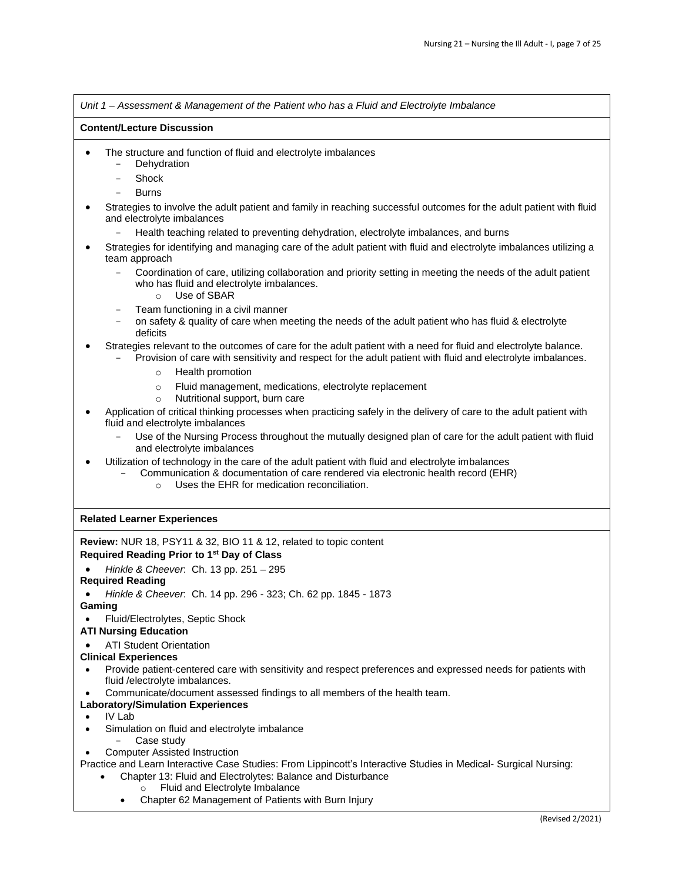*Unit 1 – Assessment & Management of the Patient who has a Fluid and Electrolyte Imbalance*

**Content/Lecture Discussion**

- The structure and function of fluid and electrolyte imbalances
  - Dehydration
  - Shock
  - Burns
- Strategies to involve the adult patient and family in reaching successful outcomes for the adult patient with fluid and electrolyte imbalances
  - Health teaching related to preventing dehydration, electrolyte imbalances, and burns
- Strategies for identifying and managing care of the adult patient with fluid and electrolyte imbalances utilizing a team approach
  - Coordination of care, utilizing collaboration and priority setting in meeting the needs of the adult patient who has fluid and electrolyte imbalances.
    - Use of SBAR
  - Team functioning in a civil manner
  - on safety & quality of care when meeting the needs of the adult patient who has fluid & electrolyte deficits
- Strategies relevant to the outcomes of care for the adult patient with a need for fluid and electrolyte balance.
  - Provision of care with sensitivity and respect for the adult patient with fluid and electrolyte imbalances.
    - Health promotion
    - Fluid management, medications, electrolyte replacement
    - Nutritional support, burn care
- Application of critical thinking processes when practicing safely in the delivery of care to the adult patient with fluid and electrolyte imbalances
  - Use of the Nursing Process throughout the mutually designed plan of care for the adult patient with fluid and electrolyte imbalances
- Utilization of technology in the care of the adult patient with fluid and electrolyte imbalances
  - Communication & documentation of care rendered via electronic health record (EHR)
    - Uses the EHR for medication reconciliation.

**Related Learner Experiences**

**Review:** NUR 18, PSY11 & 32, BIO 11 & 12, related to topic content

**Required Reading Prior to 1st Day of Class**

- *Hinkle & Cheever*: Ch. 13 pp. 251 – 295

**Required Reading**

- *Hinkle & Cheever*: Ch. 14 pp. 296 - 323; Ch. 62 pp. 1845 - 1873

**Gaming**

- Fluid/Electrolytes, Septic Shock

**ATI Nursing Education**

- ATI Student Orientation

**Clinical Experiences**

- Provide patient-centered care with sensitivity and respect preferences and expressed needs for patients with fluid /electrolyte imbalances.
- Communicate/document assessed findings to all members of the health team.

**Laboratory/Simulation Experiences**

- IV Lab
- Simulation on fluid and electrolyte imbalance
  - Case study
- Computer Assisted Instruction

Practice and Learn Interactive Case Studies: From Lippincott's Interactive Studies in Medical- Surgical Nursing:

- Chapter 13: Fluid and Electrolytes: Balance and Disturbance
  - Fluid and Electrolyte Imbalance
- Chapter 62 Management of Patients with Burn Injury

(Revised 2/2021)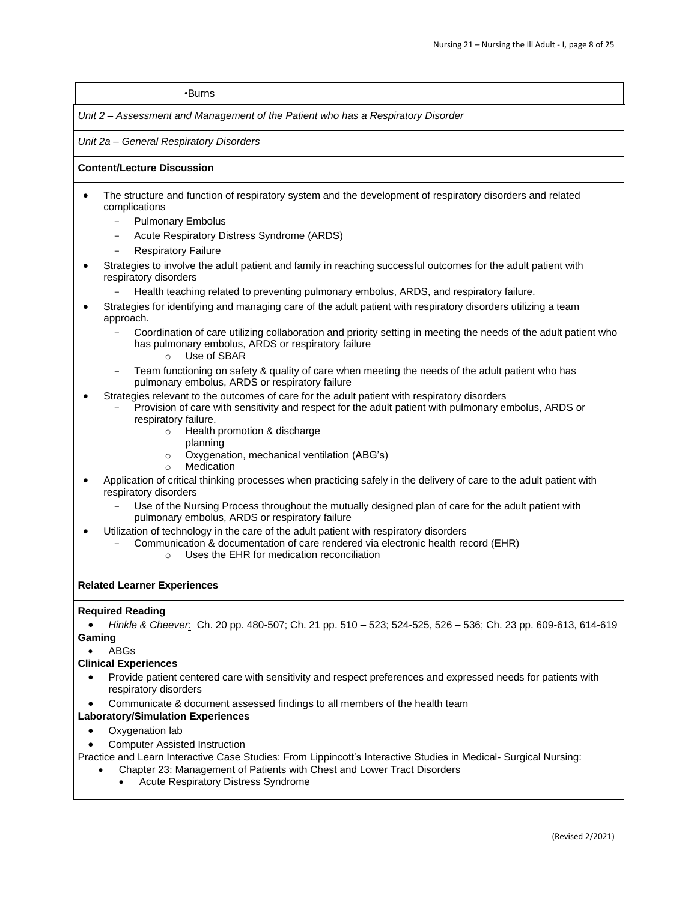•Burns

*Unit 2 – Assessment and Management of the Patient who has a Respiratory Disorder*

*Unit 2a – General Respiratory Disorders*

**Content/Lecture Discussion**

- The structure and function of respiratory system and the development of respiratory disorders and related complications
  - Pulmonary Embolus
  - Acute Respiratory Distress Syndrome (ARDS)
  - Respiratory Failure
- Strategies to involve the adult patient and family in reaching successful outcomes for the adult patient with respiratory disorders
  - Health teaching related to preventing pulmonary embolus, ARDS, and respiratory failure.
- Strategies for identifying and managing care of the adult patient with respiratory disorders utilizing a team approach.
  - Coordination of care utilizing collaboration and priority setting in meeting the needs of the adult patient who has pulmonary embolus, ARDS or respiratory failure
    - Use of SBAR
  - Team functioning on safety & quality of care when meeting the needs of the adult patient who has pulmonary embolus, ARDS or respiratory failure
- Strategies relevant to the outcomes of care for the adult patient with respiratory disorders
  - Provision of care with sensitivity and respect for the adult patient with pulmonary embolus, ARDS or respiratory failure.
    - Health promotion & discharge planning
    - Oxygenation, mechanical ventilation (ABG's)
    - Medication
- Application of critical thinking processes when practicing safely in the delivery of care to the adult patient with respiratory disorders
  - Use of the Nursing Process throughout the mutually designed plan of care for the adult patient with pulmonary embolus, ARDS or respiratory failure
- Utilization of technology in the care of the adult patient with respiratory disorders
  - Communication & documentation of care rendered via electronic health record (EHR)
    - Uses the EHR for medication reconciliation

**Related Learner Experiences**

**Required Reading**

- *Hinkle & Cheever*: Ch. 20 pp. 480-507; Ch. 21 pp. 510 – 523; 524-525, 526 – 536; Ch. 23 pp. 609-613, 614-619

**Gaming**

- ABGs

**Clinical Experiences**

- Provide patient centered care with sensitivity and respect preferences and expressed needs for patients with respiratory disorders
- Communicate & document assessed findings to all members of the health team

**Laboratory/Simulation Experiences**

- Oxygenation lab
- Computer Assisted Instruction

Practice and Learn Interactive Case Studies: From Lippincott's Interactive Studies in Medical- Surgical Nursing:

- Chapter 23: Management of Patients with Chest and Lower Tract Disorders
  - Acute Respiratory Distress Syndrome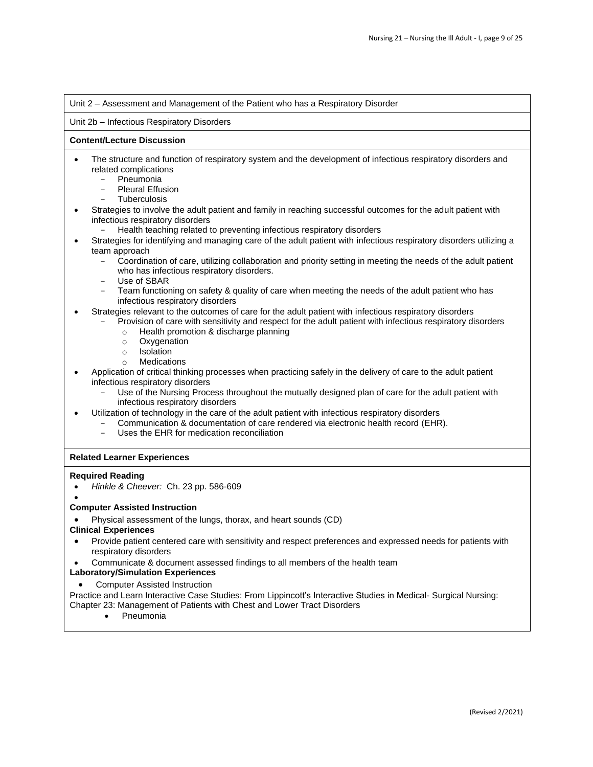Unit 2 – Assessment and Management of the Patient who has a Respiratory Disorder

Unit 2b – Infectious Respiratory Disorders

**Content/Lecture Discussion**

- The structure and function of respiratory system and the development of infectious respiratory disorders and related complications
  - Pneumonia
  - Pleural Effusion
  - Tuberculosis
- Strategies to involve the adult patient and family in reaching successful outcomes for the adult patient with infectious respiratory disorders
  - Health teaching related to preventing infectious respiratory disorders
- Strategies for identifying and managing care of the adult patient with infectious respiratory disorders utilizing a team approach
  - Coordination of care, utilizing collaboration and priority setting in meeting the needs of the adult patient who has infectious respiratory disorders.
  - Use of SBAR
  - Team functioning on safety & quality of care when meeting the needs of the adult patient who has infectious respiratory disorders
- Strategies relevant to the outcomes of care for the adult patient with infectious respiratory disorders
  - Provision of care with sensitivity and respect for the adult patient with infectious respiratory disorders
    - Health promotion & discharge planning
    - Oxygenation
    - Isolation
    - Medications
- Application of critical thinking processes when practicing safely in the delivery of care to the adult patient infectious respiratory disorders
  - Use of the Nursing Process throughout the mutually designed plan of care for the adult patient with infectious respiratory disorders
- Utilization of technology in the care of the adult patient with infectious respiratory disorders
  - Communication & documentation of care rendered via electronic health record (EHR).
  - Uses the EHR for medication reconciliation

**Related Learner Experiences**

**Required Reading**

- *Hinkle & Cheever:* Ch. 23 pp. 586-609

**Computer Assisted Instruction**

- Physical assessment of the lungs, thorax, and heart sounds (CD)

**Clinical Experiences**

- Provide patient centered care with sensitivity and respect preferences and expressed needs for patients with respiratory disorders
- Communicate & document assessed findings to all members of the health team

**Laboratory/Simulation Experiences**

- Computer Assisted Instruction

Practice and Learn Interactive Case Studies: From Lippincott's Interactive Studies in Medical- Surgical Nursing: Chapter 23: Management of Patients with Chest and Lower Tract Disorders

- Pneumonia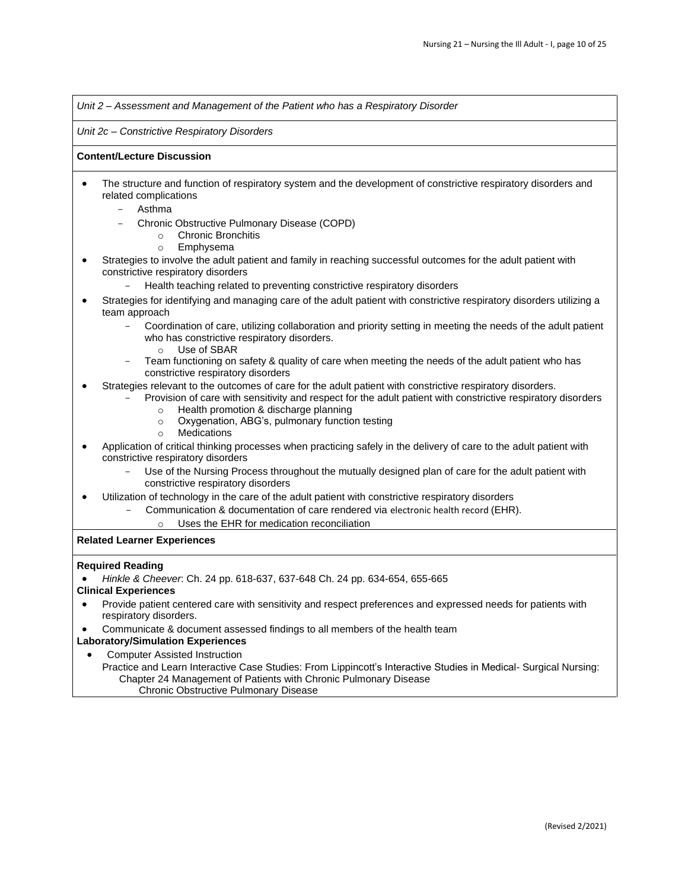*Unit 2 – Assessment and Management of the Patient who has a Respiratory Disorder*

*Unit 2c – Constrictive Respiratory Disorders*

**Content/Lecture Discussion**

- The structure and function of respiratory system and the development of constrictive respiratory disorders and related complications
  - Asthma
  - Chronic Obstructive Pulmonary Disease (COPD)
    - Chronic Bronchitis
    - Emphysema
- Strategies to involve the adult patient and family in reaching successful outcomes for the adult patient with constrictive respiratory disorders
  - Health teaching related to preventing constrictive respiratory disorders
- Strategies for identifying and managing care of the adult patient with constrictive respiratory disorders utilizing a team approach
  - Coordination of care, utilizing collaboration and priority setting in meeting the needs of the adult patient who has constrictive respiratory disorders.
    - Use of SBAR
  - Team functioning on safety & quality of care when meeting the needs of the adult patient who has constrictive respiratory disorders
- Strategies relevant to the outcomes of care for the adult patient with constrictive respiratory disorders.
  - Provision of care with sensitivity and respect for the adult patient with constrictive respiratory disorders
    - Health promotion & discharge planning
    - Oxygenation, ABG's, pulmonary function testing
    - Medications
- Application of critical thinking processes when practicing safely in the delivery of care to the adult patient with constrictive respiratory disorders
  - Use of the Nursing Process throughout the mutually designed plan of care for the adult patient with constrictive respiratory disorders
- Utilization of technology in the care of the adult patient with constrictive respiratory disorders
  - Communication & documentation of care rendered via electronic health record (EHR).
    - Uses the EHR for medication reconciliation

**Related Learner Experiences**

**Required Reading**

- *Hinkle & Cheever*: Ch. 24 pp. 618-637, 637-648 Ch. 24 pp. 634-654, 655-665

**Clinical Experiences**

- Provide patient centered care with sensitivity and respect preferences and expressed needs for patients with respiratory disorders.
- Communicate & document assessed findings to all members of the health team

**Laboratory/Simulation Experiences**

- Computer Assisted Instruction

  Practice and Learn Interactive Case Studies: From Lippincott's Interactive Studies in Medical- Surgical Nursing:
  
  Chapter 24 Management of Patients with Chronic Pulmonary Disease
  
  Chronic Obstructive Pulmonary Disease

(Revised 2/2021)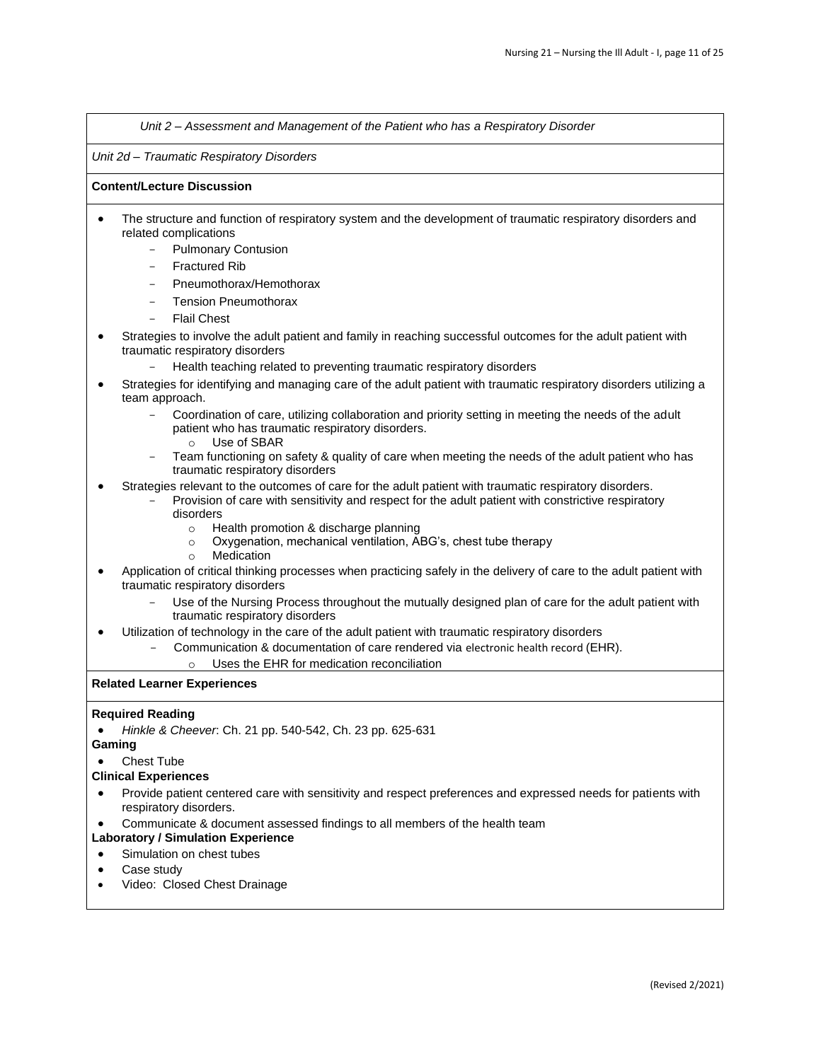*Unit 2 – Assessment and Management of the Patient who has a Respiratory Disorder*

*Unit 2d – Traumatic Respiratory Disorders*

**Content/Lecture Discussion**

- The structure and function of respiratory system and the development of traumatic respiratory disorders and related complications
  - Pulmonary Contusion
  - Fractured Rib
  - Pneumothorax/Hemothorax
  - Tension Pneumothorax
  - Flail Chest
- Strategies to involve the adult patient and family in reaching successful outcomes for the adult patient with traumatic respiratory disorders
  - Health teaching related to preventing traumatic respiratory disorders
- Strategies for identifying and managing care of the adult patient with traumatic respiratory disorders utilizing a team approach.
  - Coordination of care, utilizing collaboration and priority setting in meeting the needs of the adult patient who has traumatic respiratory disorders.
    - Use of SBAR
  - Team functioning on safety & quality of care when meeting the needs of the adult patient who has traumatic respiratory disorders
- Strategies relevant to the outcomes of care for the adult patient with traumatic respiratory disorders.
  - Provision of care with sensitivity and respect for the adult patient with constrictive respiratory disorders
    - Health promotion & discharge planning
    - Oxygenation, mechanical ventilation, ABG's, chest tube therapy
    - Medication
- Application of critical thinking processes when practicing safely in the delivery of care to the adult patient with traumatic respiratory disorders
  - Use of the Nursing Process throughout the mutually designed plan of care for the adult patient with traumatic respiratory disorders
- Utilization of technology in the care of the adult patient with traumatic respiratory disorders
  - Communication & documentation of care rendered via electronic health record (EHR).
    - Uses the EHR for medication reconciliation

**Related Learner Experiences**

**Required Reading**

- *Hinkle & Cheever*: Ch. 21 pp. 540-542, Ch. 23 pp. 625-631

**Gaming**

- Chest Tube

**Clinical Experiences**

- Provide patient centered care with sensitivity and respect preferences and expressed needs for patients with respiratory disorders.
- Communicate & document assessed findings to all members of the health team

**Laboratory / Simulation Experience**

- Simulation on chest tubes
- Case study
- Video: Closed Chest Drainage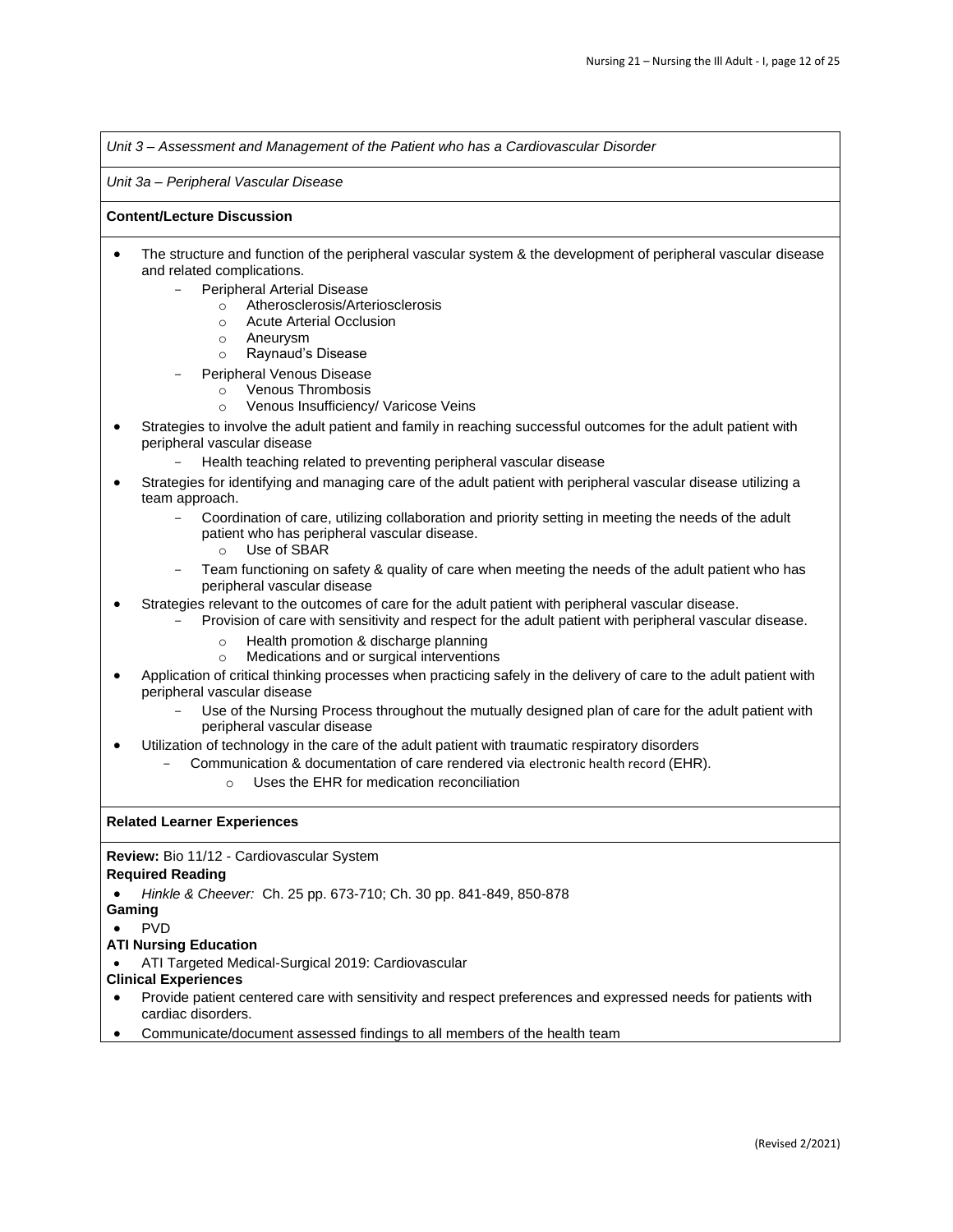*Unit 3 – Assessment and Management of the Patient who has a Cardiovascular Disorder*

*Unit 3a – Peripheral Vascular Disease*

**Content/Lecture Discussion**

- The structure and function of the peripheral vascular system & the development of peripheral vascular disease and related complications.
  - Peripheral Arterial Disease
    - Atherosclerosis/Arteriosclerosis
    - Acute Arterial Occlusion
    - Aneurysm
    - Raynaud's Disease
  - Peripheral Venous Disease
    - Venous Thrombosis
    - Venous Insufficiency/ Varicose Veins
- Strategies to involve the adult patient and family in reaching successful outcomes for the adult patient with peripheral vascular disease
  - Health teaching related to preventing peripheral vascular disease
- Strategies for identifying and managing care of the adult patient with peripheral vascular disease utilizing a team approach.
  - Coordination of care, utilizing collaboration and priority setting in meeting the needs of the adult patient who has peripheral vascular disease.
    - Use of SBAR
  - Team functioning on safety & quality of care when meeting the needs of the adult patient who has peripheral vascular disease
- Strategies relevant to the outcomes of care for the adult patient with peripheral vascular disease.
  - Provision of care with sensitivity and respect for the adult patient with peripheral vascular disease.
    - Health promotion & discharge planning
    - Medications and or surgical interventions
- Application of critical thinking processes when practicing safely in the delivery of care to the adult patient with peripheral vascular disease
  - Use of the Nursing Process throughout the mutually designed plan of care for the adult patient with peripheral vascular disease
- Utilization of technology in the care of the adult patient with traumatic respiratory disorders
  - Communication & documentation of care rendered via electronic health record (EHR).
    - Uses the EHR for medication reconciliation

**Related Learner Experiences**

**Review:** Bio 11/12 - Cardiovascular System

**Required Reading**

- *Hinkle & Cheever:* Ch. 25 pp. 673-710; Ch. 30 pp. 841-849, 850-878

**Gaming**

- PVD

**ATI Nursing Education**

- ATI Targeted Medical-Surgical 2019: Cardiovascular

**Clinical Experiences**

- Provide patient centered care with sensitivity and respect preferences and expressed needs for patients with cardiac disorders.
- Communicate/document assessed findings to all members of the health team

(Revised 2/2021)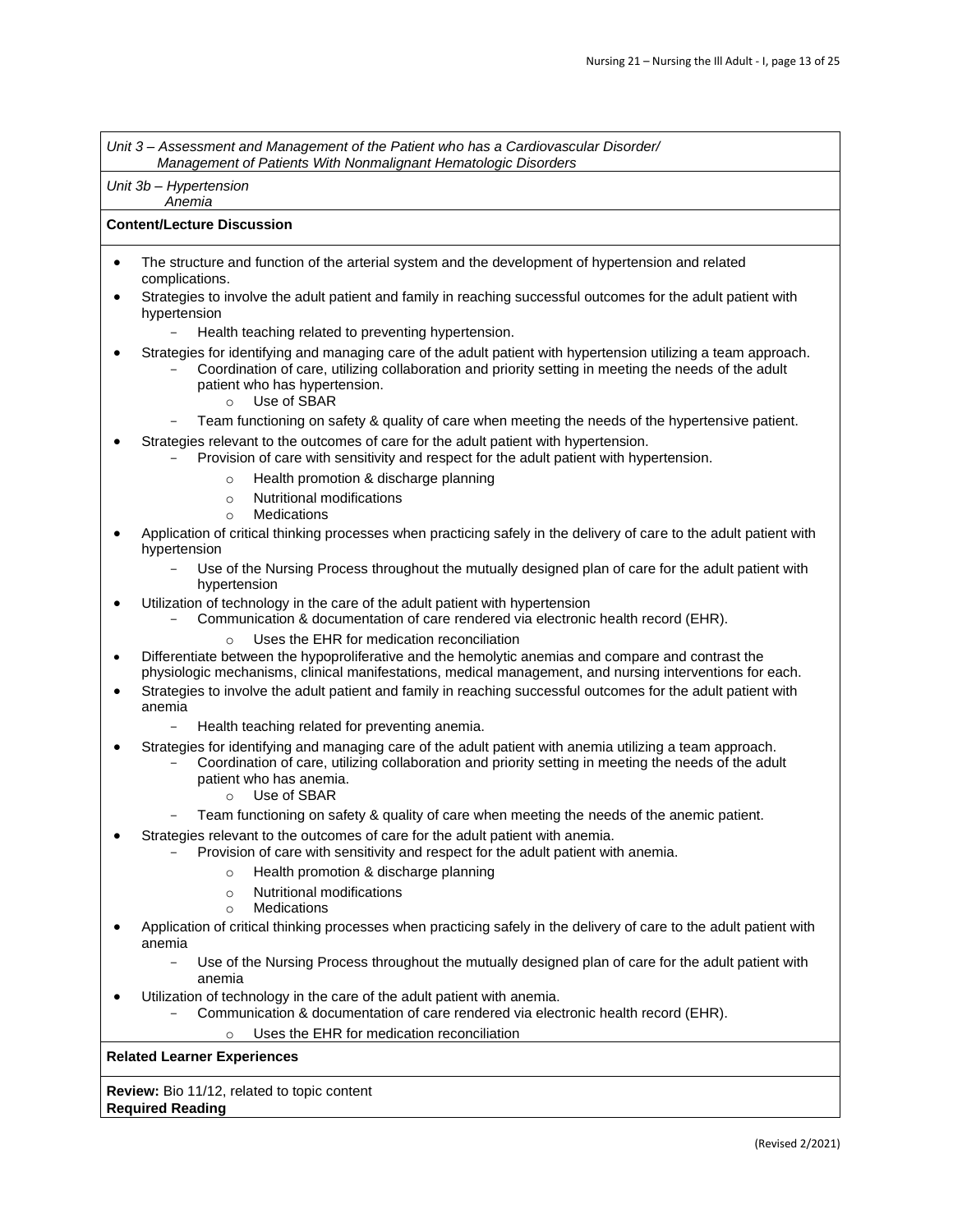*Unit 3 – Assessment and Management of the Patient who has a Cardiovascular Disorder/ Management of Patients With Nonmalignant Hematologic Disorders*

*Unit 3b – Hypertension Anemia*

**Content/Lecture Discussion**

- The structure and function of the arterial system and the development of hypertension and related complications.
- Strategies to involve the adult patient and family in reaching successful outcomes for the adult patient with hypertension
  - Health teaching related to preventing hypertension.
- Strategies for identifying and managing care of the adult patient with hypertension utilizing a team approach.
  - Coordination of care, utilizing collaboration and priority setting in meeting the needs of the adult patient who has hypertension.
    - Use of SBAR
  - Team functioning on safety & quality of care when meeting the needs of the hypertensive patient.
- Strategies relevant to the outcomes of care for the adult patient with hypertension.
  - Provision of care with sensitivity and respect for the adult patient with hypertension.
    - Health promotion & discharge planning
    - Nutritional modifications
    - Medications
- Application of critical thinking processes when practicing safely in the delivery of care to the adult patient with hypertension
  - Use of the Nursing Process throughout the mutually designed plan of care for the adult patient with hypertension
- Utilization of technology in the care of the adult patient with hypertension
  - Communication & documentation of care rendered via electronic health record (EHR).
    - Uses the EHR for medication reconciliation
- Differentiate between the hypoproliferative and the hemolytic anemias and compare and contrast the physiologic mechanisms, clinical manifestations, medical management, and nursing interventions for each.
- Strategies to involve the adult patient and family in reaching successful outcomes for the adult patient with anemia
  - Health teaching related for preventing anemia.
- Strategies for identifying and managing care of the adult patient with anemia utilizing a team approach.
  - Coordination of care, utilizing collaboration and priority setting in meeting the needs of the adult patient who has anemia.
    - Use of SBAR
  - Team functioning on safety & quality of care when meeting the needs of the anemic patient.
- Strategies relevant to the outcomes of care for the adult patient with anemia.
  - Provision of care with sensitivity and respect for the adult patient with anemia.
    - Health promotion & discharge planning
    - Nutritional modifications
    - Medications
- Application of critical thinking processes when practicing safely in the delivery of care to the adult patient with anemia
  - Use of the Nursing Process throughout the mutually designed plan of care for the adult patient with anemia
- Utilization of technology in the care of the adult patient with anemia.
  - Communication & documentation of care rendered via electronic health record (EHR).
    - Uses the EHR for medication reconciliation

**Related Learner Experiences**

**Review:** Bio 11/12, related to topic content
**Required Reading**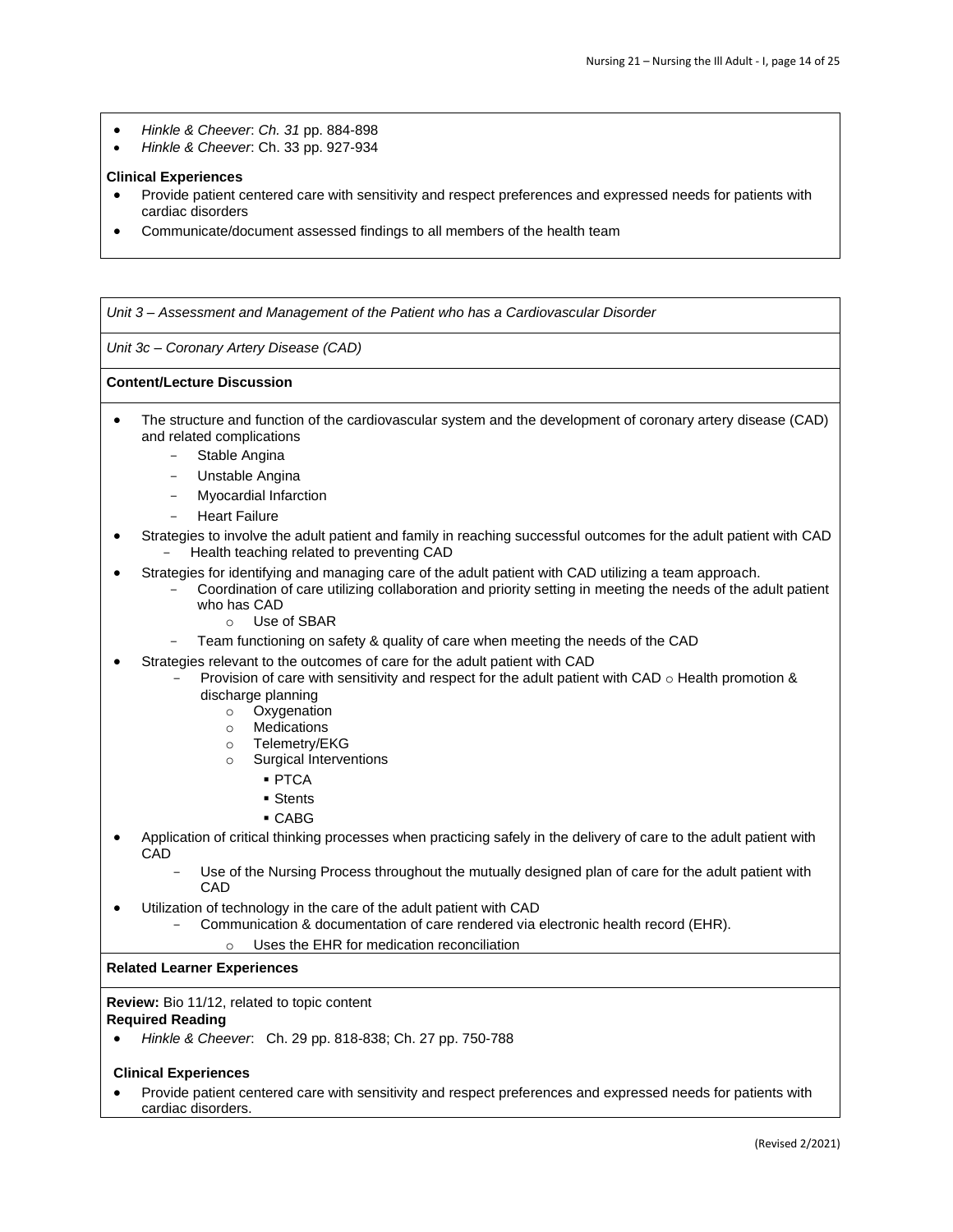- *Hinkle & Cheever*: *Ch. 31* pp. 884-898
- *Hinkle & Cheever*: Ch. 33 pp. 927-934

**Clinical Experiences**

- Provide patient centered care with sensitivity and respect preferences and expressed needs for patients with cardiac disorders
- Communicate/document assessed findings to all members of the health team

*Unit 3 – Assessment and Management of the Patient who has a Cardiovascular Disorder*

*Unit 3c – Coronary Artery Disease (CAD)*

**Content/Lecture Discussion**

- The structure and function of the cardiovascular system and the development of coronary artery disease (CAD) and related complications
  - Stable Angina
  - Unstable Angina
  - Myocardial Infarction
  - Heart Failure
- Strategies to involve the adult patient and family in reaching successful outcomes for the adult patient with CAD
  - Health teaching related to preventing CAD
- Strategies for identifying and managing care of the adult patient with CAD utilizing a team approach.
  - Coordination of care utilizing collaboration and priority setting in meeting the needs of the adult patient who has CAD
    - Use of SBAR
  - Team functioning on safety & quality of care when meeting the needs of the CAD
- Strategies relevant to the outcomes of care for the adult patient with CAD
  - Provision of care with sensitivity and respect for the adult patient with CAD o Health promotion & discharge planning
    - Oxygenation
    - Medications
    - Telemetry/EKG
    - Surgical Interventions
      - PTCA
      - Stents
      - CABG
- Application of critical thinking processes when practicing safely in the delivery of care to the adult patient with CAD
  - Use of the Nursing Process throughout the mutually designed plan of care for the adult patient with CAD
- Utilization of technology in the care of the adult patient with CAD
  - Communication & documentation of care rendered via electronic health record (EHR).
    - Uses the EHR for medication reconciliation

**Related Learner Experiences**

**Review:** Bio 11/12, related to topic content

**Required Reading**

- *Hinkle & Cheever*: Ch. 29 pp. 818-838; Ch. 27 pp. 750-788

**Clinical Experiences**

- Provide patient centered care with sensitivity and respect preferences and expressed needs for patients with cardiac disorders.

(Revised 2/2021)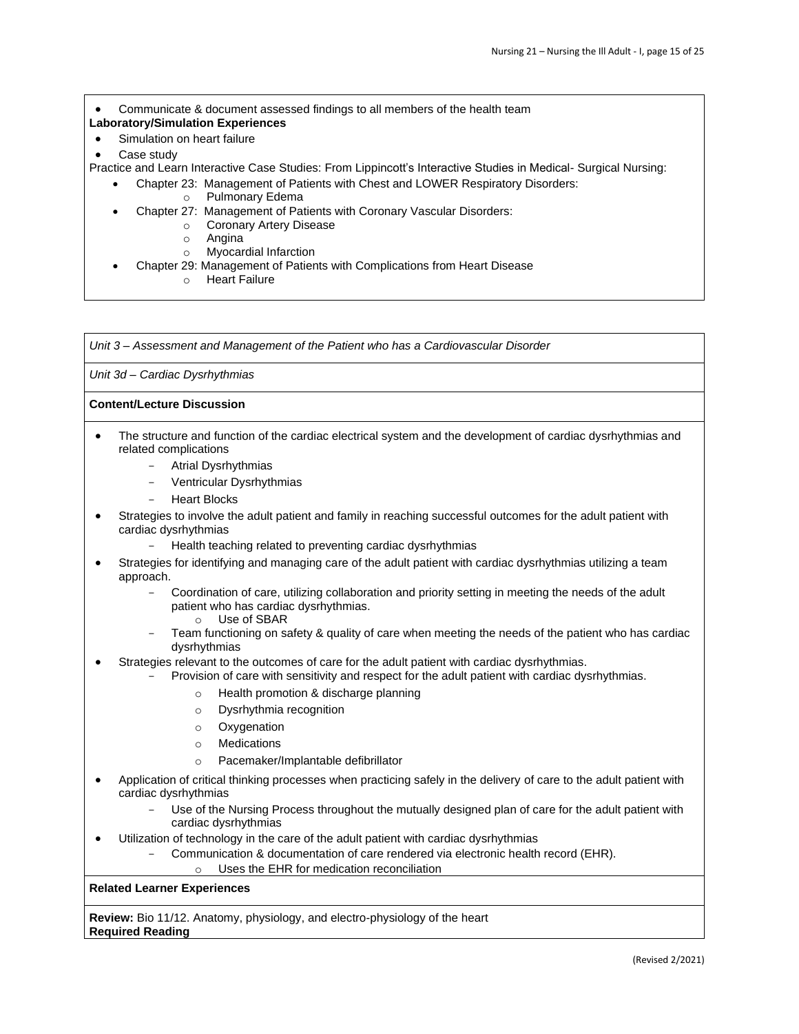- Communicate & document assessed findings to all members of the health team

**Laboratory/Simulation Experiences**

- Simulation on heart failure
- Case study

Practice and Learn Interactive Case Studies: From Lippincott's Interactive Studies in Medical- Surgical Nursing:

- Chapter 23: Management of Patients with Chest and LOWER Respiratory Disorders:
  - Pulmonary Edema
- Chapter 27: Management of Patients with Coronary Vascular Disorders:
  - Coronary Artery Disease
  - Angina
  - Myocardial Infarction
- Chapter 29: Management of Patients with Complications from Heart Disease
  - Heart Failure

*Unit 3 – Assessment and Management of the Patient who has a Cardiovascular Disorder*

*Unit 3d – Cardiac Dysrhythmias*

**Content/Lecture Discussion**

- The structure and function of the cardiac electrical system and the development of cardiac dysrhythmias and related complications
  - Atrial Dysrhythmias
  - Ventricular Dysrhythmias
  - Heart Blocks
- Strategies to involve the adult patient and family in reaching successful outcomes for the adult patient with cardiac dysrhythmias
  - Health teaching related to preventing cardiac dysrhythmias
- Strategies for identifying and managing care of the adult patient with cardiac dysrhythmias utilizing a team approach.
  - Coordination of care, utilizing collaboration and priority setting in meeting the needs of the adult patient who has cardiac dysrhythmias.
    - Use of SBAR
  - Team functioning on safety & quality of care when meeting the needs of the patient who has cardiac dysrhythmias
- Strategies relevant to the outcomes of care for the adult patient with cardiac dysrhythmias.
  - Provision of care with sensitivity and respect for the adult patient with cardiac dysrhythmias.
    - Health promotion & discharge planning
    - Dysrhythmia recognition
    - Oxygenation
    - Medications
    - Pacemaker/Implantable defibrillator
- Application of critical thinking processes when practicing safely in the delivery of care to the adult patient with cardiac dysrhythmias
  - Use of the Nursing Process throughout the mutually designed plan of care for the adult patient with cardiac dysrhythmias
- Utilization of technology in the care of the adult patient with cardiac dysrhythmias
  - Communication & documentation of care rendered via electronic health record (EHR).
    - Uses the EHR for medication reconciliation

**Related Learner Experiences**

**Review:** Bio 11/12. Anatomy, physiology, and electro-physiology of the heart

**Required Reading**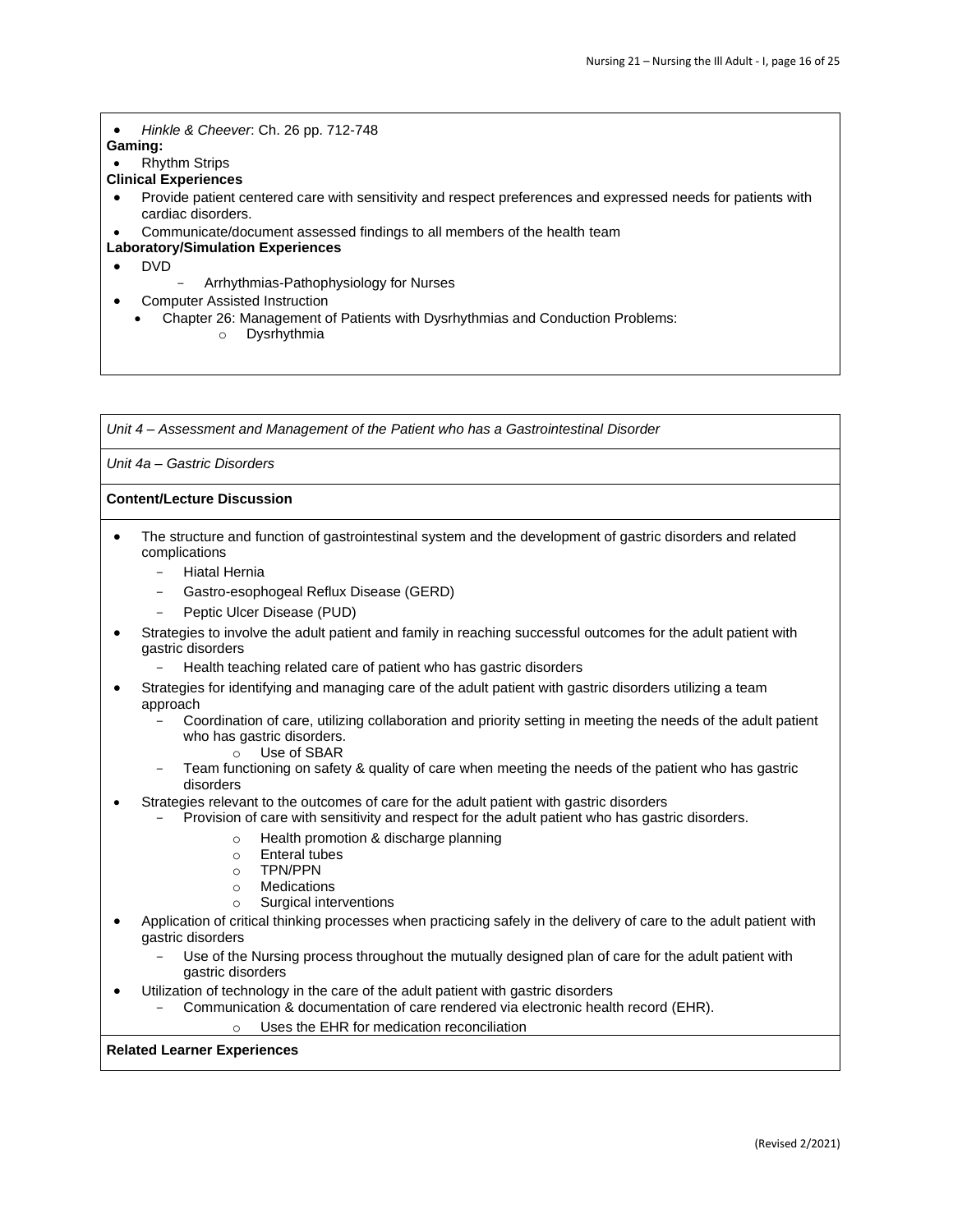- *Hinkle & Cheever*: Ch. 26 pp. 712-748

**Gaming:**

- Rhythm Strips

**Clinical Experiences**

- Provide patient centered care with sensitivity and respect preferences and expressed needs for patients with cardiac disorders.
- Communicate/document assessed findings to all members of the health team

**Laboratory/Simulation Experiences**

- DVD
  - Arrhythmias-Pathophysiology for Nurses
- Computer Assisted Instruction
  - Chapter 26: Management of Patients with Dysrhythmias and Conduction Problems:
    - Dysrhythmia

*Unit 4 – Assessment and Management of the Patient who has a Gastrointestinal Disorder*

*Unit 4a – Gastric Disorders*

**Content/Lecture Discussion**

- The structure and function of gastrointestinal system and the development of gastric disorders and related complications
  - Hiatal Hernia
  - Gastro-esophogeal Reflux Disease (GERD)
  - Peptic Ulcer Disease (PUD)
- Strategies to involve the adult patient and family in reaching successful outcomes for the adult patient with gastric disorders
  - Health teaching related care of patient who has gastric disorders
- Strategies for identifying and managing care of the adult patient with gastric disorders utilizing a team approach
  - Coordination of care, utilizing collaboration and priority setting in meeting the needs of the adult patient who has gastric disorders.
    - Use of SBAR
  - Team functioning on safety & quality of care when meeting the needs of the patient who has gastric disorders
- Strategies relevant to the outcomes of care for the adult patient with gastric disorders
  - Provision of care with sensitivity and respect for the adult patient who has gastric disorders.
    - Health promotion & discharge planning
    - Enteral tubes
    - TPN/PPN
    - Medications
    - Surgical interventions
- Application of critical thinking processes when practicing safely in the delivery of care to the adult patient with gastric disorders
  - Use of the Nursing process throughout the mutually designed plan of care for the adult patient with gastric disorders
- Utilization of technology in the care of the adult patient with gastric disorders
  - Communication & documentation of care rendered via electronic health record (EHR).
    - Uses the EHR for medication reconciliation

**Related Learner Experiences**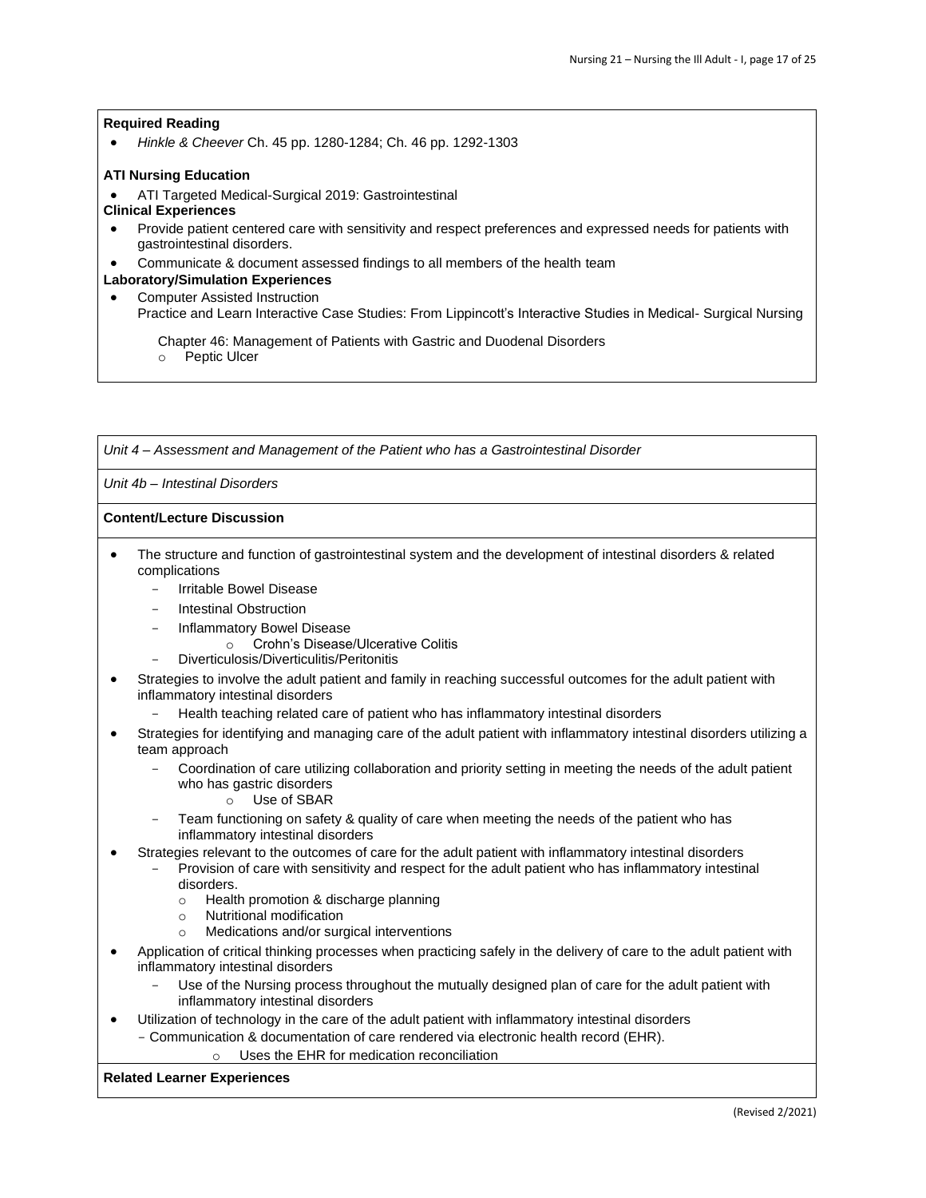**Required Reading**

- *Hinkle & Cheever* Ch. 45 pp. 1280-1284; Ch. 46 pp. 1292-1303

**ATI Nursing Education**

- ATI Targeted Medical-Surgical 2019: Gastrointestinal

**Clinical Experiences**

- Provide patient centered care with sensitivity and respect preferences and expressed needs for patients with gastrointestinal disorders.
- Communicate & document assessed findings to all members of the health team

**Laboratory/Simulation Experiences**

- Computer Assisted Instruction
  Practice and Learn Interactive Case Studies: From Lippincott's Interactive Studies in Medical- Surgical Nursing

  Chapter 46: Management of Patients with Gastric and Duodenal Disorders
  - Peptic Ulcer

*Unit 4 – Assessment and Management of the Patient who has a Gastrointestinal Disorder*

*Unit 4b – Intestinal Disorders*

**Content/Lecture Discussion**

- The structure and function of gastrointestinal system and the development of intestinal disorders & related complications
  - Irritable Bowel Disease
  - Intestinal Obstruction
  - Inflammatory Bowel Disease
    - Crohn's Disease/Ulcerative Colitis
  - Diverticulosis/Diverticulitis/Peritonitis
- Strategies to involve the adult patient and family in reaching successful outcomes for the adult patient with inflammatory intestinal disorders
  - Health teaching related care of patient who has inflammatory intestinal disorders
- Strategies for identifying and managing care of the adult patient with inflammatory intestinal disorders utilizing a team approach
  - Coordination of care utilizing collaboration and priority setting in meeting the needs of the adult patient who has gastric disorders
    - Use of SBAR
  - Team functioning on safety & quality of care when meeting the needs of the patient who has inflammatory intestinal disorders
- Strategies relevant to the outcomes of care for the adult patient with inflammatory intestinal disorders
  - Provision of care with sensitivity and respect for the adult patient who has inflammatory intestinal disorders.
    - Health promotion & discharge planning
    - Nutritional modification
    - Medications and/or surgical interventions
- Application of critical thinking processes when practicing safely in the delivery of care to the adult patient with inflammatory intestinal disorders
  - Use of the Nursing process throughout the mutually designed plan of care for the adult patient with inflammatory intestinal disorders
- Utilization of technology in the care of the adult patient with inflammatory intestinal disorders
  - Communication & documentation of care rendered via electronic health record (EHR).
    - Uses the EHR for medication reconciliation

**Related Learner Experiences**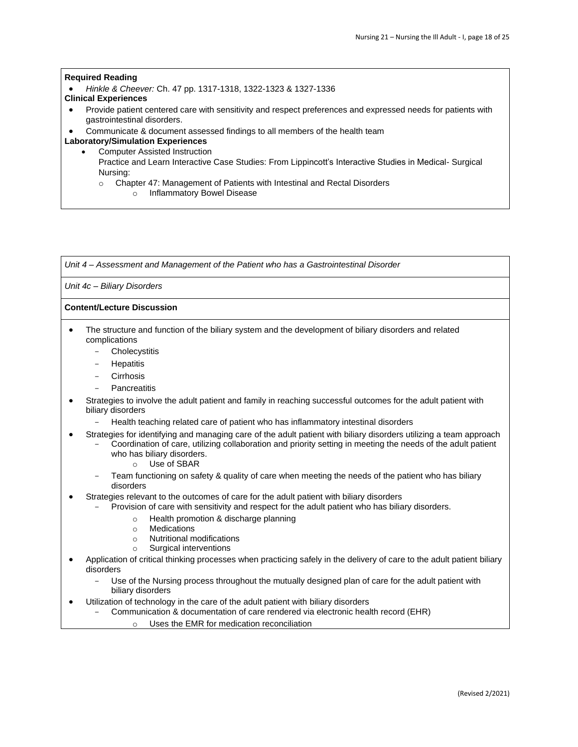**Required Reading**

- *Hinkle & Cheever:* Ch. 47 pp. 1317-1318, 1322-1323 & 1327-1336

**Clinical Experiences**

- Provide patient centered care with sensitivity and respect preferences and expressed needs for patients with gastrointestinal disorders.
- Communicate & document assessed findings to all members of the health team

**Laboratory/Simulation Experiences**

- Computer Assisted Instruction
  Practice and Learn Interactive Case Studies: From Lippincott's Interactive Studies in Medical- Surgical Nursing:
  - Chapter 47: Management of Patients with Intestinal and Rectal Disorders
    - Inflammatory Bowel Disease

*Unit 4 – Assessment and Management of the Patient who has a Gastrointestinal Disorder*

*Unit 4c – Biliary Disorders*

**Content/Lecture Discussion**

- The structure and function of the biliary system and the development of biliary disorders and related complications
  - Cholecystitis
  - Hepatitis
  - Cirrhosis
  - Pancreatitis
- Strategies to involve the adult patient and family in reaching successful outcomes for the adult patient with biliary disorders
  - Health teaching related care of patient who has inflammatory intestinal disorders
- Strategies for identifying and managing care of the adult patient with biliary disorders utilizing a team approach
  - Coordination of care, utilizing collaboration and priority setting in meeting the needs of the adult patient who has biliary disorders.
    - Use of SBAR
  - Team functioning on safety & quality of care when meeting the needs of the patient who has biliary disorders
- Strategies relevant to the outcomes of care for the adult patient with biliary disorders
  - Provision of care with sensitivity and respect for the adult patient who has biliary disorders.
    - Health promotion & discharge planning
    - Medications
    - Nutritional modifications
    - Surgical interventions
- Application of critical thinking processes when practicing safely in the delivery of care to the adult patient biliary disorders
  - Use of the Nursing process throughout the mutually designed plan of care for the adult patient with biliary disorders
- Utilization of technology in the care of the adult patient with biliary disorders
  - Communication & documentation of care rendered via electronic health record (EHR)
    - Uses the EMR for medication reconciliation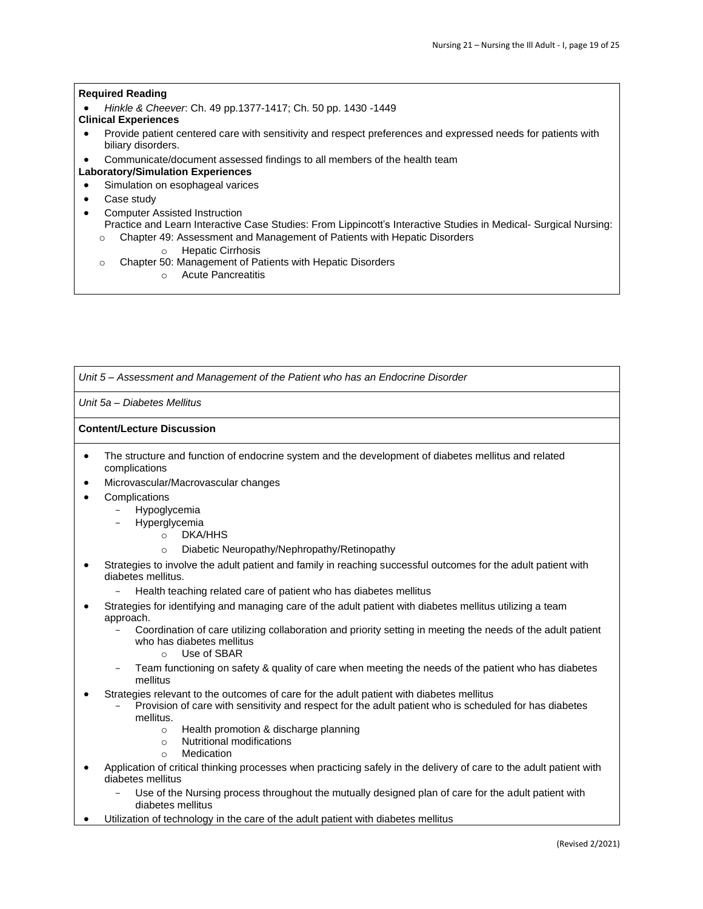**Required Reading**

- *Hinkle & Cheever*: Ch. 49 pp.1377-1417; Ch. 50 pp. 1430 -1449

**Clinical Experiences**

- Provide patient centered care with sensitivity and respect preferences and expressed needs for patients with biliary disorders.
- Communicate/document assessed findings to all members of the health team

**Laboratory/Simulation Experiences**

- Simulation on esophageal varices
- Case study
- Computer Assisted Instruction
  Practice and Learn Interactive Case Studies: From Lippincott's Interactive Studies in Medical- Surgical Nursing:
  - Chapter 49: Assessment and Management of Patients with Hepatic Disorders
    - Hepatic Cirrhosis
  - Chapter 50: Management of Patients with Hepatic Disorders
    - Acute Pancreatitis

*Unit 5 – Assessment and Management of the Patient who has an Endocrine Disorder*

*Unit 5a – Diabetes Mellitus*

**Content/Lecture Discussion**

- The structure and function of endocrine system and the development of diabetes mellitus and related complications
- Microvascular/Macrovascular changes
- Complications
  - Hypoglycemia
  - Hyperglycemia
    - DKA/HHS
    - Diabetic Neuropathy/Nephropathy/Retinopathy
- Strategies to involve the adult patient and family in reaching successful outcomes for the adult patient with diabetes mellitus.
  - Health teaching related care of patient who has diabetes mellitus
- Strategies for identifying and managing care of the adult patient with diabetes mellitus utilizing a team approach.
  - Coordination of care utilizing collaboration and priority setting in meeting the needs of the adult patient who has diabetes mellitus
    - Use of SBAR
  - Team functioning on safety & quality of care when meeting the needs of the patient who has diabetes mellitus
- Strategies relevant to the outcomes of care for the adult patient with diabetes mellitus
  - Provision of care with sensitivity and respect for the adult patient who is scheduled for has diabetes mellitus.
    - Health promotion & discharge planning
    - Nutritional modifications
    - Medication
- Application of critical thinking processes when practicing safely in the delivery of care to the adult patient with diabetes mellitus
  - Use of the Nursing process throughout the mutually designed plan of care for the adult patient with diabetes mellitus
- Utilization of technology in the care of the adult patient with diabetes mellitus

(Revised 2/2021)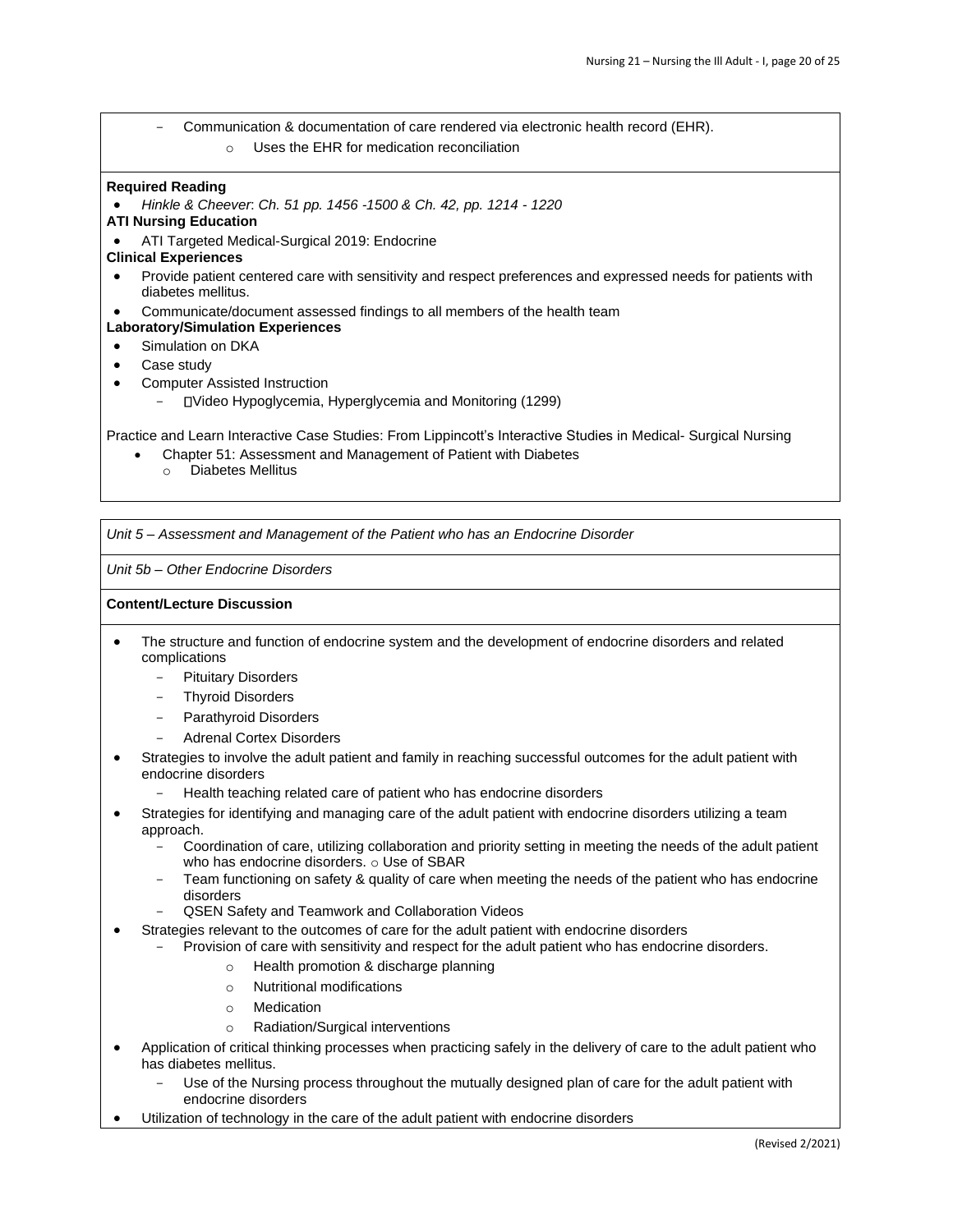- Communication & documentation of care rendered via electronic health record (EHR).
  - Uses the EHR for medication reconciliation

**Required Reading**

- *Hinkle & Cheever*: *Ch. 51 pp. 1456 -1500 & Ch. 42, pp. 1214 - 1220*

**ATI Nursing Education**

- ATI Targeted Medical-Surgical 2019: Endocrine

**Clinical Experiences**

- Provide patient centered care with sensitivity and respect preferences and expressed needs for patients with diabetes mellitus.
- Communicate/document assessed findings to all members of the health team

**Laboratory/Simulation Experiences**

- Simulation on DKA
- Case study
- Computer Assisted Instruction
  - Video Hypoglycemia, Hyperglycemia and Monitoring (1299)

Practice and Learn Interactive Case Studies: From Lippincott's Interactive Studies in Medical- Surgical Nursing

- Chapter 51: Assessment and Management of Patient with Diabetes
  - Diabetes Mellitus

*Unit 5 – Assessment and Management of the Patient who has an Endocrine Disorder*

*Unit 5b – Other Endocrine Disorders*

**Content/Lecture Discussion**

- The structure and function of endocrine system and the development of endocrine disorders and related complications
  - Pituitary Disorders
  - Thyroid Disorders
  - Parathyroid Disorders
  - Adrenal Cortex Disorders
- Strategies to involve the adult patient and family in reaching successful outcomes for the adult patient with endocrine disorders
  - Health teaching related care of patient who has endocrine disorders
- Strategies for identifying and managing care of the adult patient with endocrine disorders utilizing a team approach.
  - Coordination of care, utilizing collaboration and priority setting in meeting the needs of the adult patient who has endocrine disorders. o Use of SBAR
  - Team functioning on safety & quality of care when meeting the needs of the patient who has endocrine disorders
  - QSEN Safety and Teamwork and Collaboration Videos
- Strategies relevant to the outcomes of care for the adult patient with endocrine disorders
  - Provision of care with sensitivity and respect for the adult patient who has endocrine disorders.
    - Health promotion & discharge planning
    - Nutritional modifications
    - Medication
    - Radiation/Surgical interventions
- Application of critical thinking processes when practicing safely in the delivery of care to the adult patient who has diabetes mellitus.
  - Use of the Nursing process throughout the mutually designed plan of care for the adult patient with endocrine disorders
- Utilization of technology in the care of the adult patient with endocrine disorders

(Revised 2/2021)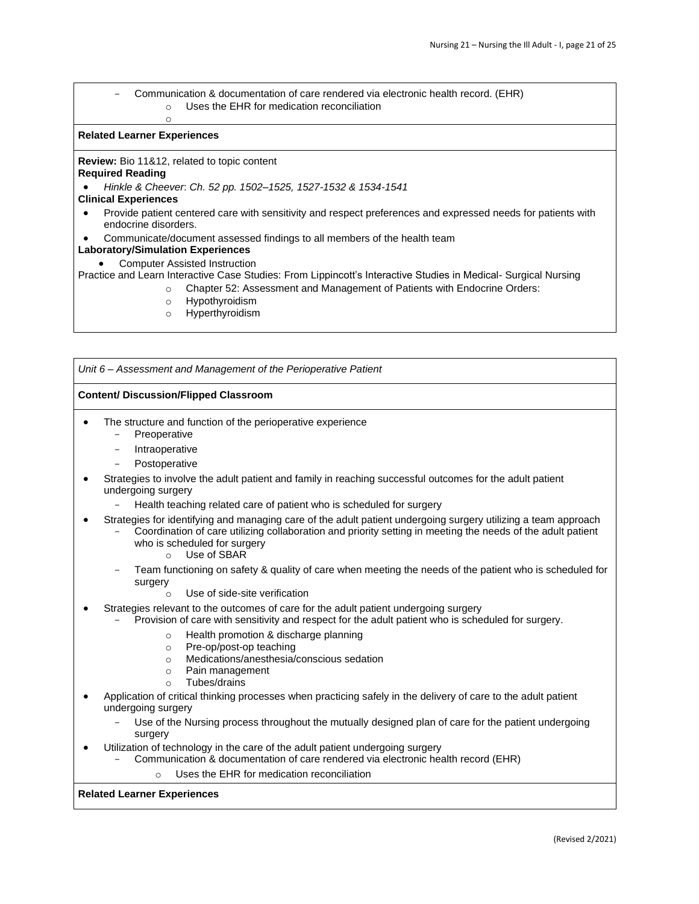- Communication & documentation of care rendered via electronic health record. (EHR)
  - Uses the EHR for medication reconciliation

**Related Learner Experiences**

**Review:** Bio 11&12, related to topic content

**Required Reading**

- *Hinkle & Cheever*: *Ch. 52 pp. 1502–1525, 1527-1532 & 1534-1541*

**Clinical Experiences**

- Provide patient centered care with sensitivity and respect preferences and expressed needs for patients with endocrine disorders.
- Communicate/document assessed findings to all members of the health team

**Laboratory/Simulation Experiences**

- Computer Assisted Instruction

Practice and Learn Interactive Case Studies: From Lippincott's Interactive Studies in Medical- Surgical Nursing

- Chapter 52: Assessment and Management of Patients with Endocrine Orders:
- Hypothyroidism
- Hyperthyroidism

*Unit 6 – Assessment and Management of the Perioperative Patient*

**Content/ Discussion/Flipped Classroom**

- The structure and function of the perioperative experience
  - Preoperative
  - Intraoperative
  - Postoperative
- Strategies to involve the adult patient and family in reaching successful outcomes for the adult patient undergoing surgery
  - Health teaching related care of patient who is scheduled for surgery
- Strategies for identifying and managing care of the adult patient undergoing surgery utilizing a team approach
  - Coordination of care utilizing collaboration and priority setting in meeting the needs of the adult patient who is scheduled for surgery
    - Use of SBAR
  - Team functioning on safety & quality of care when meeting the needs of the patient who is scheduled for surgery
    - Use of side-site verification
- Strategies relevant to the outcomes of care for the adult patient undergoing surgery
  - Provision of care with sensitivity and respect for the adult patient who is scheduled for surgery.
    - Health promotion & discharge planning
    - Pre-op/post-op teaching
    - Medications/anesthesia/conscious sedation
    - Pain management
    - Tubes/drains
- Application of critical thinking processes when practicing safely in the delivery of care to the adult patient undergoing surgery
  - Use of the Nursing process throughout the mutually designed plan of care for the patient undergoing surgery
- Utilization of technology in the care of the adult patient undergoing surgery
  - Communication & documentation of care rendered via electronic health record (EHR)
    - Uses the EHR for medication reconciliation

**Related Learner Experiences**

(Revised 2/2021)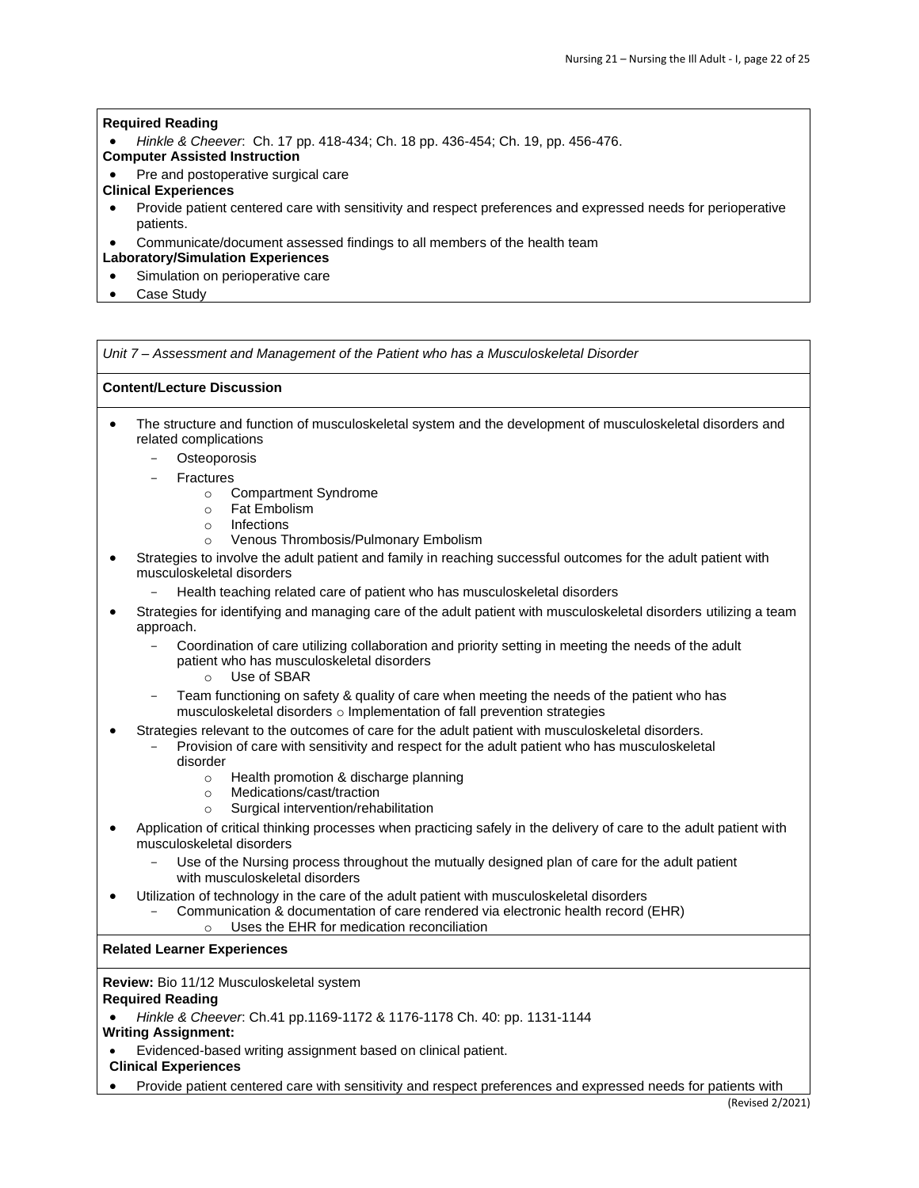**Required Reading**

- *Hinkle & Cheever*: Ch. 17 pp. 418-434; Ch. 18 pp. 436-454; Ch. 19, pp. 456-476.

**Computer Assisted Instruction**

- Pre and postoperative surgical care

**Clinical Experiences**

- Provide patient centered care with sensitivity and respect preferences and expressed needs for perioperative patients.
- Communicate/document assessed findings to all members of the health team

**Laboratory/Simulation Experiences**

- Simulation on perioperative care
- Case Study

*Unit 7 – Assessment and Management of the Patient who has a Musculoskeletal Disorder*

**Content/Lecture Discussion**

- The structure and function of musculoskeletal system and the development of musculoskeletal disorders and related complications
  - Osteoporosis
  - Fractures
    - Compartment Syndrome
    - Fat Embolism
    - Infections
    - Venous Thrombosis/Pulmonary Embolism
- Strategies to involve the adult patient and family in reaching successful outcomes for the adult patient with musculoskeletal disorders
  - Health teaching related care of patient who has musculoskeletal disorders
- Strategies for identifying and managing care of the adult patient with musculoskeletal disorders utilizing a team approach.
  - Coordination of care utilizing collaboration and priority setting in meeting the needs of the adult patient who has musculoskeletal disorders
    - Use of SBAR
  - Team functioning on safety & quality of care when meeting the needs of the patient who has musculoskeletal disorders ○ Implementation of fall prevention strategies
- Strategies relevant to the outcomes of care for the adult patient with musculoskeletal disorders.
  - Provision of care with sensitivity and respect for the adult patient who has musculoskeletal disorder
    - Health promotion & discharge planning
    - Medications/cast/traction
    - Surgical intervention/rehabilitation
- Application of critical thinking processes when practicing safely in the delivery of care to the adult patient with musculoskeletal disorders
  - Use of the Nursing process throughout the mutually designed plan of care for the adult patient with musculoskeletal disorders
- Utilization of technology in the care of the adult patient with musculoskeletal disorders
  - Communication & documentation of care rendered via electronic health record (EHR)
    - Uses the EHR for medication reconciliation

**Related Learner Experiences**

**Review:** Bio 11/12 Musculoskeletal system

**Required Reading**

- *Hinkle & Cheever*: Ch.41 pp.1169-1172 & 1176-1178 Ch. 40: pp. 1131-1144

**Writing Assignment:**

- Evidenced-based writing assignment based on clinical patient.

**Clinical Experiences**

- Provide patient centered care with sensitivity and respect preferences and expressed needs for patients with

(Revised 2/2021)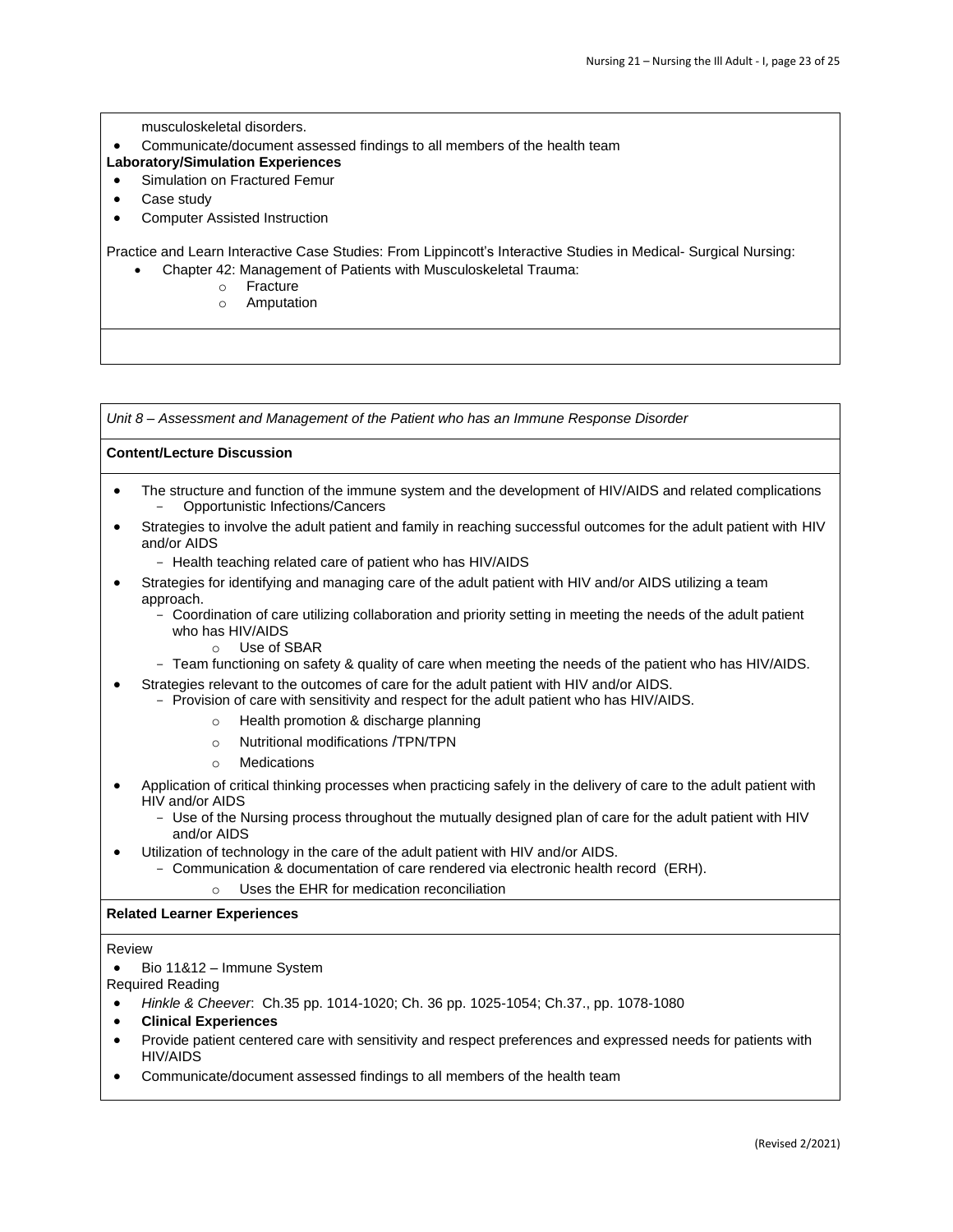musculoskeletal disorders.

- Communicate/document assessed findings to all members of the health team

**Laboratory/Simulation Experiences**

- Simulation on Fractured Femur
- Case study
- Computer Assisted Instruction

Practice and Learn Interactive Case Studies: From Lippincott's Interactive Studies in Medical- Surgical Nursing:

- Chapter 42: Management of Patients with Musculoskeletal Trauma:
  - Fracture
  - Amputation

*Unit 8 – Assessment and Management of the Patient who has an Immune Response Disorder*

**Content/Lecture Discussion**

- The structure and function of the immune system and the development of HIV/AIDS and related complications
  - Opportunistic Infections/Cancers
- Strategies to involve the adult patient and family in reaching successful outcomes for the adult patient with HIV and/or AIDS
  - Health teaching related care of patient who has HIV/AIDS
- Strategies for identifying and managing care of the adult patient with HIV and/or AIDS utilizing a team approach.
  - Coordination of care utilizing collaboration and priority setting in meeting the needs of the adult patient who has HIV/AIDS
    - Use of SBAR
  - Team functioning on safety & quality of care when meeting the needs of the patient who has HIV/AIDS.
- Strategies relevant to the outcomes of care for the adult patient with HIV and/or AIDS.
  - Provision of care with sensitivity and respect for the adult patient who has HIV/AIDS.
    - Health promotion & discharge planning
    - Nutritional modifications /TPN/TPN
    - Medications
- Application of critical thinking processes when practicing safely in the delivery of care to the adult patient with HIV and/or AIDS
  - Use of the Nursing process throughout the mutually designed plan of care for the adult patient with HIV and/or AIDS
- Utilization of technology in the care of the adult patient with HIV and/or AIDS.
  - Communication & documentation of care rendered via electronic health record (ERH).
    - Uses the EHR for medication reconciliation

**Related Learner Experiences**

Review

- Bio 11&12 – Immune System

Required Reading

- *Hinkle & Cheever*: Ch.35 pp. 1014-1020; Ch. 36 pp. 1025-1054; Ch.37., pp. 1078-1080
- **Clinical Experiences**
- Provide patient centered care with sensitivity and respect preferences and expressed needs for patients with HIV/AIDS
- Communicate/document assessed findings to all members of the health team

(Revised 2/2021)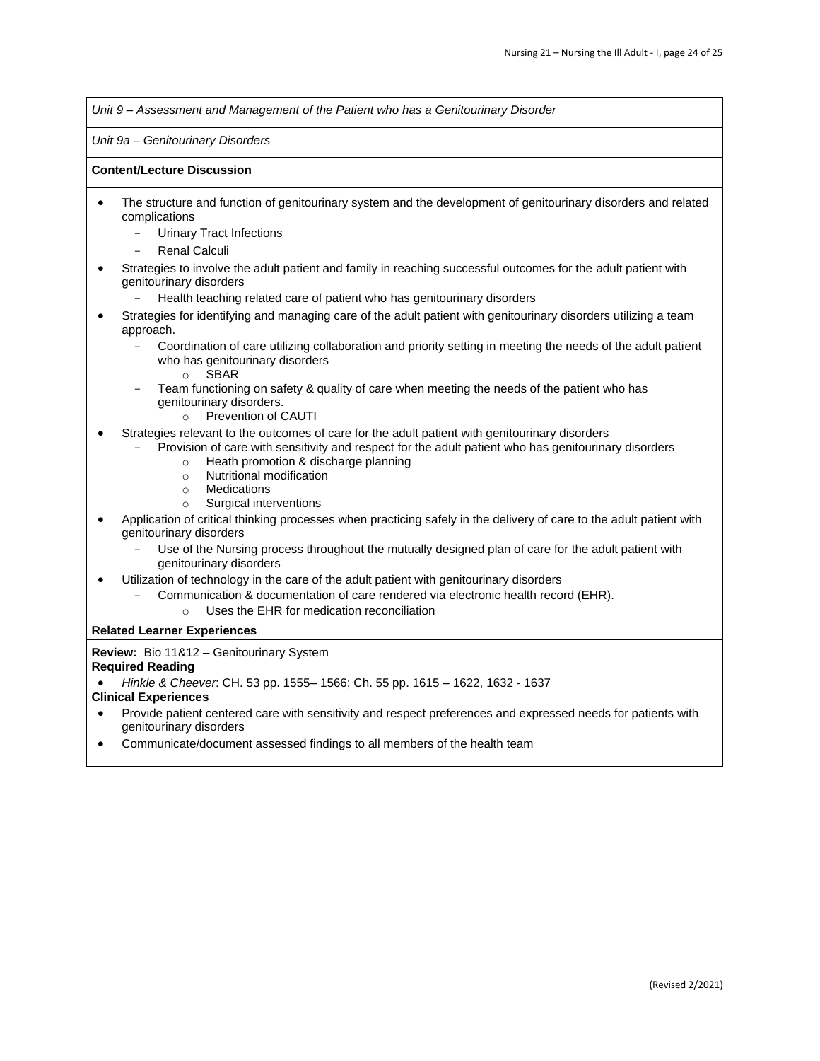*Unit 9 – Assessment and Management of the Patient who has a Genitourinary Disorder*

*Unit 9a – Genitourinary Disorders*

**Content/Lecture Discussion**

- The structure and function of genitourinary system and the development of genitourinary disorders and related complications
  - Urinary Tract Infections
  - Renal Calculi
- Strategies to involve the adult patient and family in reaching successful outcomes for the adult patient with genitourinary disorders
  - Health teaching related care of patient who has genitourinary disorders
- Strategies for identifying and managing care of the adult patient with genitourinary disorders utilizing a team approach.
  - Coordination of care utilizing collaboration and priority setting in meeting the needs of the adult patient who has genitourinary disorders
    - SBAR
  - Team functioning on safety & quality of care when meeting the needs of the patient who has genitourinary disorders.
    - Prevention of CAUTI
- Strategies relevant to the outcomes of care for the adult patient with genitourinary disorders
  - Provision of care with sensitivity and respect for the adult patient who has genitourinary disorders
    - Heath promotion & discharge planning
    - Nutritional modification
    - Medications
    - Surgical interventions
- Application of critical thinking processes when practicing safely in the delivery of care to the adult patient with genitourinary disorders
  - Use of the Nursing process throughout the mutually designed plan of care for the adult patient with genitourinary disorders
- Utilization of technology in the care of the adult patient with genitourinary disorders
  - Communication & documentation of care rendered via electronic health record (EHR).
    - Uses the EHR for medication reconciliation

**Related Learner Experiences**

**Review:** Bio 11&12 – Genitourinary System

**Required Reading**

- *Hinkle & Cheever*: CH. 53 pp. 1555– 1566; Ch. 55 pp. 1615 – 1622, 1632 - 1637

**Clinical Experiences**

- Provide patient centered care with sensitivity and respect preferences and expressed needs for patients with genitourinary disorders
- Communicate/document assessed findings to all members of the health team

(Revised 2/2021)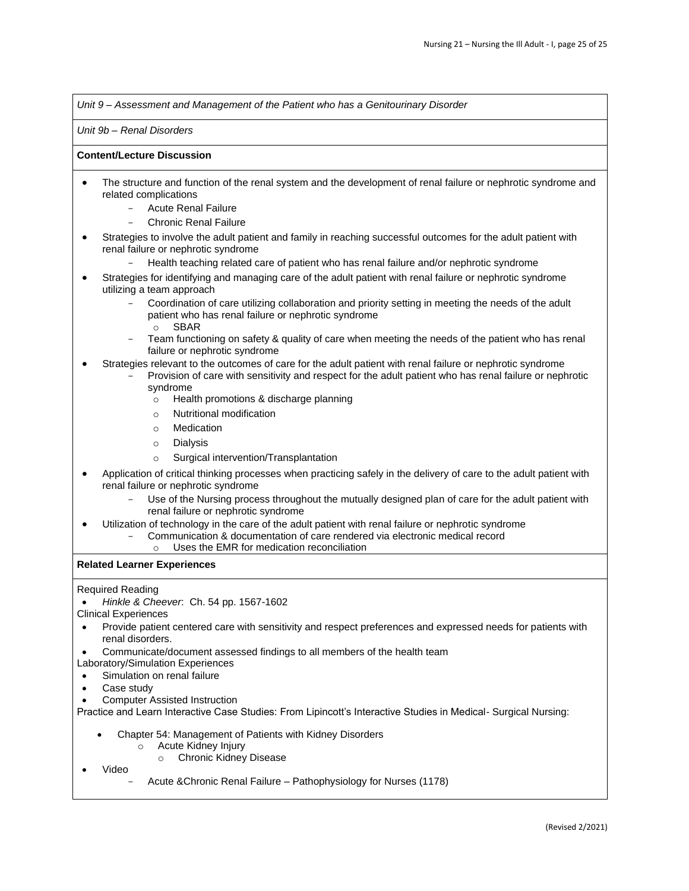*Unit 9 – Assessment and Management of the Patient who has a Genitourinary Disorder*

*Unit 9b – Renal Disorders*

**Content/Lecture Discussion**

- The structure and function of the renal system and the development of renal failure or nephrotic syndrome and related complications
  - Acute Renal Failure
  - Chronic Renal Failure
- Strategies to involve the adult patient and family in reaching successful outcomes for the adult patient with renal failure or nephrotic syndrome
  - Health teaching related care of patient who has renal failure and/or nephrotic syndrome
- Strategies for identifying and managing care of the adult patient with renal failure or nephrotic syndrome utilizing a team approach
  - Coordination of care utilizing collaboration and priority setting in meeting the needs of the adult patient who has renal failure or nephrotic syndrome
    - SBAR
  - Team functioning on safety & quality of care when meeting the needs of the patient who has renal failure or nephrotic syndrome
- Strategies relevant to the outcomes of care for the adult patient with renal failure or nephrotic syndrome
  - Provision of care with sensitivity and respect for the adult patient who has renal failure or nephrotic syndrome
    - Health promotions & discharge planning
    - Nutritional modification
    - Medication
    - Dialysis
    - Surgical intervention/Transplantation
- Application of critical thinking processes when practicing safely in the delivery of care to the adult patient with renal failure or nephrotic syndrome
  - Use of the Nursing process throughout the mutually designed plan of care for the adult patient with renal failure or nephrotic syndrome
- Utilization of technology in the care of the adult patient with renal failure or nephrotic syndrome
  - Communication & documentation of care rendered via electronic medical record
    - Uses the EMR for medication reconciliation

**Related Learner Experiences**

Required Reading

- *Hinkle & Cheever*: Ch. 54 pp. 1567-1602

Clinical Experiences

- Provide patient centered care with sensitivity and respect preferences and expressed needs for patients with renal disorders.
- Communicate/document assessed findings to all members of the health team

Laboratory/Simulation Experiences

- Simulation on renal failure
- Case study
- Computer Assisted Instruction

Practice and Learn Interactive Case Studies: From Lipincott's Interactive Studies in Medical- Surgical Nursing:

- Chapter 54: Management of Patients with Kidney Disorders
  - Acute Kidney Injury
  - Chronic Kidney Disease
- Video
  - Acute &Chronic Renal Failure – Pathophysiology for Nurses (1178)

(Revised 2/2021)